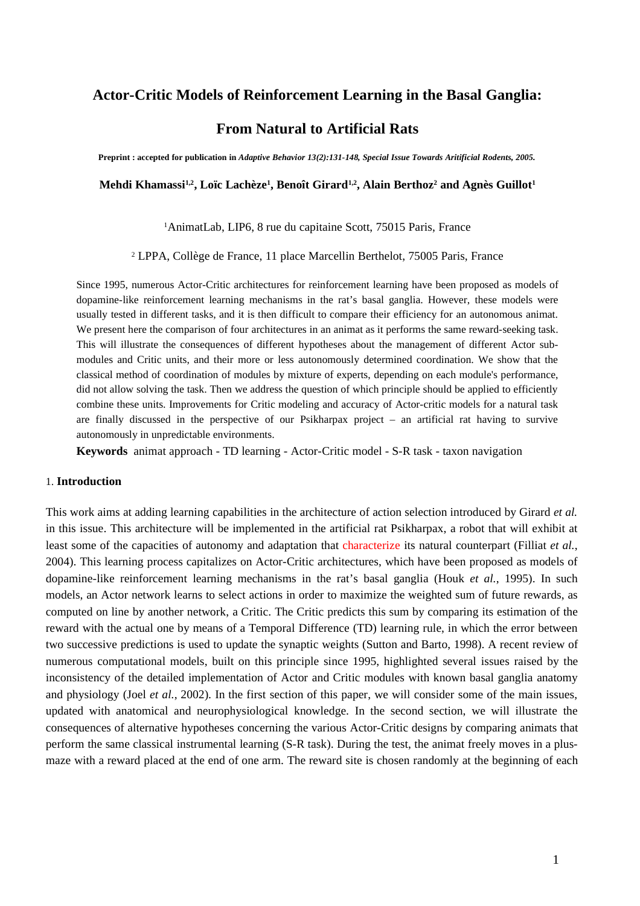# Actor-Critic Models of Reinforcement Learning in the Basal Ganglia:

# From Natural to Artificial Rats

**Preprint : accepted for publication in *Adaptive Behavior 13(2):131-148, Special Issue Towards Aritificial Rodents, 2005.***

**Mehdi Khamassi[1,2], Loïc Lachèze[1], Benoît Girard[1,2], Alain Berthoz[2] and Agnès Guillot[1]**

[1]AnimatLab, LIP6, 8 rue du capitaine Scott, 75015 Paris, France

[2] LPPA, Collège de France, 11 place Marcellin Berthelot, 75005 Paris, France

Since 1995, numerous Actor-Critic architectures for reinforcement learning have been proposed as models of dopamine-like reinforcement learning mechanisms in the rat's basal ganglia. However, these models were usually tested in different tasks, and it is then difficult to compare their efficiency for an autonomous animat. We present here the comparison of four architectures in an animat as it performs the same reward-seeking task. This will illustrate the consequences of different hypotheses about the management of different Actor sub-modules and Critic units, and their more or less autonomously determined coordination. We show that the classical method of coordination of modules by mixture of experts, depending on each module's performance, did not allow solving the task. Then we address the question of which principle should be applied to efficiently combine these units. Improvements for Critic modeling and accuracy of Actor-critic models for a natural task are finally discussed in the perspective of our Psikharpax project – an artificial rat having to survive autonomously in unpredictable environments.

**Keywords** animat approach - TD learning - Actor-Critic model - S-R task - taxon navigation

## 1. **Introduction**

This work aims at adding learning capabilities in the architecture of action selection introduced by Girard *et al.* in this issue. This architecture will be implemented in the artificial rat Psikharpax, a robot that will exhibit at least some of the capacities of autonomy and adaptation that characterize its natural counterpart (Filliat *et al.*, 2004). This learning process capitalizes on Actor-Critic architectures, which have been proposed as models of dopamine-like reinforcement learning mechanisms in the rat's basal ganglia (Houk *et al.*, 1995). In such models, an Actor network learns to select actions in order to maximize the weighted sum of future rewards, as computed on line by another network, a Critic. The Critic predicts this sum by comparing its estimation of the reward with the actual one by means of a Temporal Difference (TD) learning rule, in which the error between two successive predictions is used to update the synaptic weights (Sutton and Barto, 1998). A recent review of numerous computational models, built on this principle since 1995, highlighted several issues raised by the inconsistency of the detailed implementation of Actor and Critic modules with known basal ganglia anatomy and physiology (Joel *et al.*, 2002). In the first section of this paper, we will consider some of the main issues, updated with anatomical and neurophysiological knowledge. In the second section, we will illustrate the consequences of alternative hypotheses concerning the various Actor-Critic designs by comparing animats that perform the same classical instrumental learning (S-R task). During the test, the animat freely moves in a plus-maze with a reward placed at the end of one arm. The reward site is chosen randomly at the beginning of each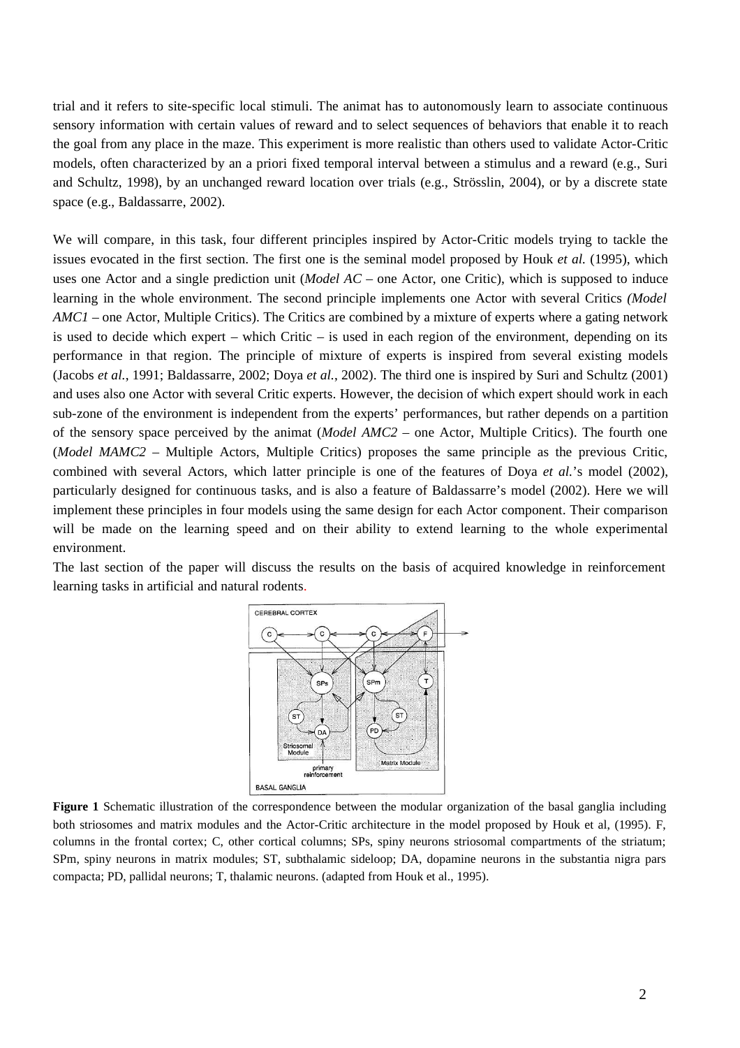trial and it refers to site-specific local stimuli. The animat has to autonomously learn to associate continuous sensory information with certain values of reward and to select sequences of behaviors that enable it to reach the goal from any place in the maze. This experiment is more realistic than others used to validate Actor-Critic models, often characterized by an a priori fixed temporal interval between a stimulus and a reward (e.g., Suri and Schultz, 1998), by an unchanged reward location over trials (e.g., Strösslin, 2004), or by a discrete state space (e.g., Baldassarre, 2002).

We will compare, in this task, four different principles inspired by Actor-Critic models trying to tackle the issues evocated in the first section. The first one is the seminal model proposed by Houk *et al.* (1995), which uses one Actor and a single prediction unit (*Model AC* – one Actor, one Critic), which is supposed to induce learning in the whole environment. The second principle implements one Actor with several Critics *(Model AMC1* – one Actor, Multiple Critics). The Critics are combined by a mixture of experts where a gating network is used to decide which expert – which Critic – is used in each region of the environment, depending on its performance in that region. The principle of mixture of experts is inspired from several existing models (Jacobs *et al.*, 1991; Baldassarre, 2002; Doya *et al.*, 2002). The third one is inspired by Suri and Schultz (2001) and uses also one Actor with several Critic experts. However, the decision of which expert should work in each sub-zone of the environment is independent from the experts' performances, but rather depends on a partition of the sensory space perceived by the animat (*Model AMC2* – one Actor, Multiple Critics). The fourth one (*Model MAMC2* – Multiple Actors, Multiple Critics) proposes the same principle as the previous Critic, combined with several Actors, which latter principle is one of the features of Doya *et al.*'s model (2002), particularly designed for continuous tasks, and is also a feature of Baldassarre's model (2002). Here we will implement these principles in four models using the same design for each Actor component. Their comparison will be made on the learning speed and on their ability to extend learning to the whole experimental environment.

The last section of the paper will discuss the results on the basis of acquired knowledge in reinforcement learning tasks in artificial and natural rodents.

**Figure 1** Schematic illustration of the correspondence between the modular organization of the basal ganglia including both striosomes and matrix modules and the Actor-Critic architecture in the model proposed by Houk et al, (1995). F, columns in the frontal cortex; C, other cortical columns; SPs, spiny neurons striosomal compartments of the striatum; SPm, spiny neurons in matrix modules; ST, subthalamic sideloop; DA, dopamine neurons in the substantia nigra pars compacta; PD, pallidal neurons; T, thalamic neurons. (adapted from Houk et al., 1995).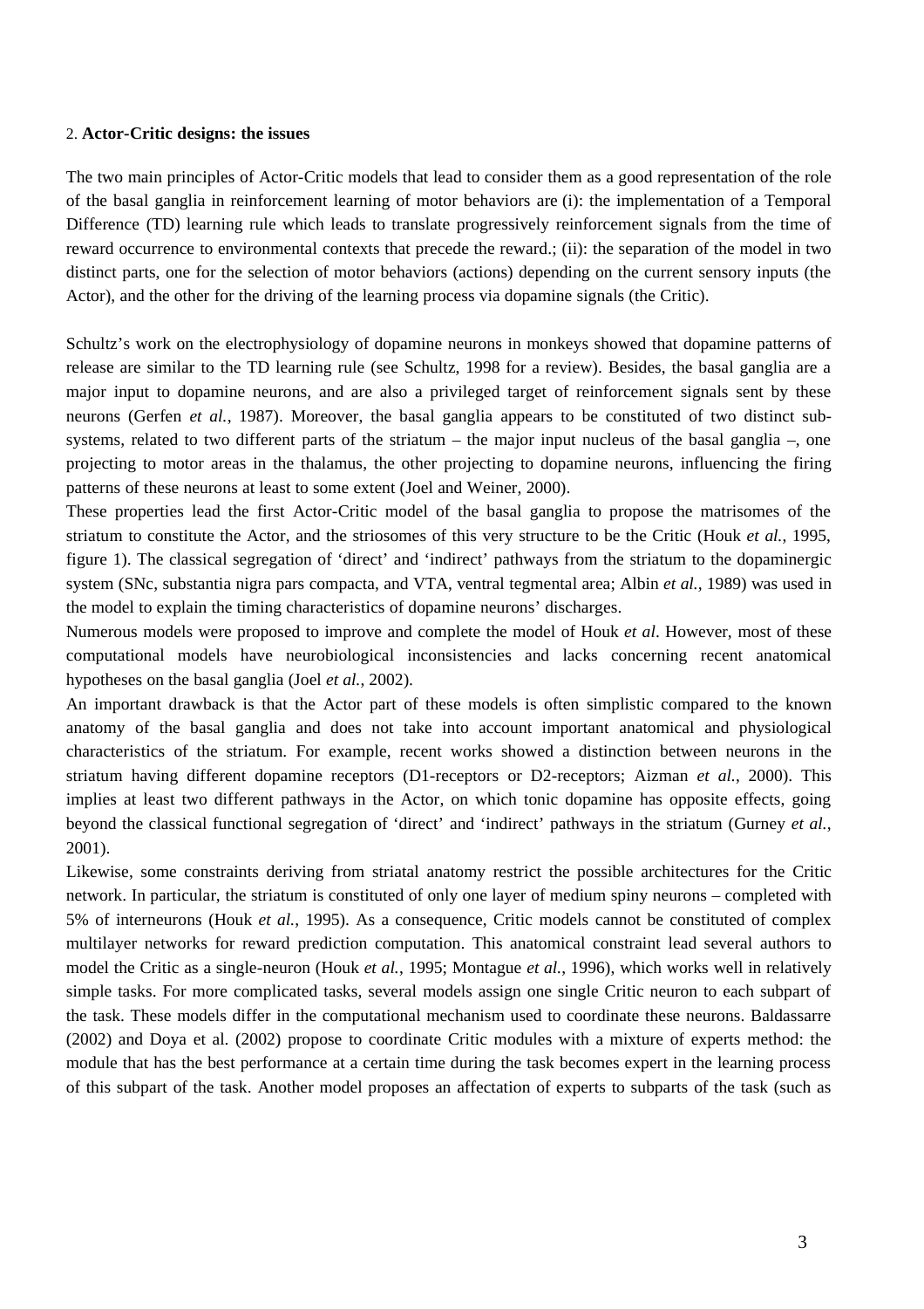## 2. **Actor-Critic designs: the issues**

The two main principles of Actor-Critic models that lead to consider them as a good representation of the role of the basal ganglia in reinforcement learning of motor behaviors are (i): the implementation of a Temporal Difference (TD) learning rule which leads to translate progressively reinforcement signals from the time of reward occurrence to environmental contexts that precede the reward.; (ii): the separation of the model in two distinct parts, one for the selection of motor behaviors (actions) depending on the current sensory inputs (the Actor), and the other for the driving of the learning process via dopamine signals (the Critic).

Schultz's work on the electrophysiology of dopamine neurons in monkeys showed that dopamine patterns of release are similar to the TD learning rule (see Schultz, 1998 for a review). Besides, the basal ganglia are a major input to dopamine neurons, and are also a privileged target of reinforcement signals sent by these neurons (Gerfen *et al.*, 1987). Moreover, the basal ganglia appears to be constituted of two distinct sub-systems, related to two different parts of the striatum – the major input nucleus of the basal ganglia –, one projecting to motor areas in the thalamus, the other projecting to dopamine neurons, influencing the firing patterns of these neurons at least to some extent (Joel and Weiner, 2000).

These properties lead the first Actor-Critic model of the basal ganglia to propose the matrisomes of the striatum to constitute the Actor, and the striosomes of this very structure to be the Critic (Houk *et al.*, 1995, figure 1). The classical segregation of 'direct' and 'indirect' pathways from the striatum to the dopaminergic system (SNc, substantia nigra pars compacta, and VTA, ventral tegmental area; Albin *et al.*, 1989) was used in the model to explain the timing characteristics of dopamine neurons' discharges.

Numerous models were proposed to improve and complete the model of Houk *et al*. However, most of these computational models have neurobiological inconsistencies and lacks concerning recent anatomical hypotheses on the basal ganglia (Joel *et al.*, 2002).

An important drawback is that the Actor part of these models is often simplistic compared to the known anatomy of the basal ganglia and does not take into account important anatomical and physiological characteristics of the striatum. For example, recent works showed a distinction between neurons in the striatum having different dopamine receptors (D1-receptors or D2-receptors; Aizman *et al.*, 2000). This implies at least two different pathways in the Actor, on which tonic dopamine has opposite effects, going beyond the classical functional segregation of 'direct' and 'indirect' pathways in the striatum (Gurney *et al.*, 2001).

Likewise, some constraints deriving from striatal anatomy restrict the possible architectures for the Critic network. In particular, the striatum is constituted of only one layer of medium spiny neurons – completed with 5% of interneurons (Houk *et al.*, 1995). As a consequence, Critic models cannot be constituted of complex multilayer networks for reward prediction computation. This anatomical constraint lead several authors to model the Critic as a single-neuron (Houk *et al.*, 1995; Montague *et al.*, 1996), which works well in relatively simple tasks. For more complicated tasks, several models assign one single Critic neuron to each subpart of the task. These models differ in the computational mechanism used to coordinate these neurons. Baldassarre (2002) and Doya et al. (2002) propose to coordinate Critic modules with a mixture of experts method: the module that has the best performance at a certain time during the task becomes expert in the learning process of this subpart of the task. Another model proposes an affectation of experts to subparts of the task (such as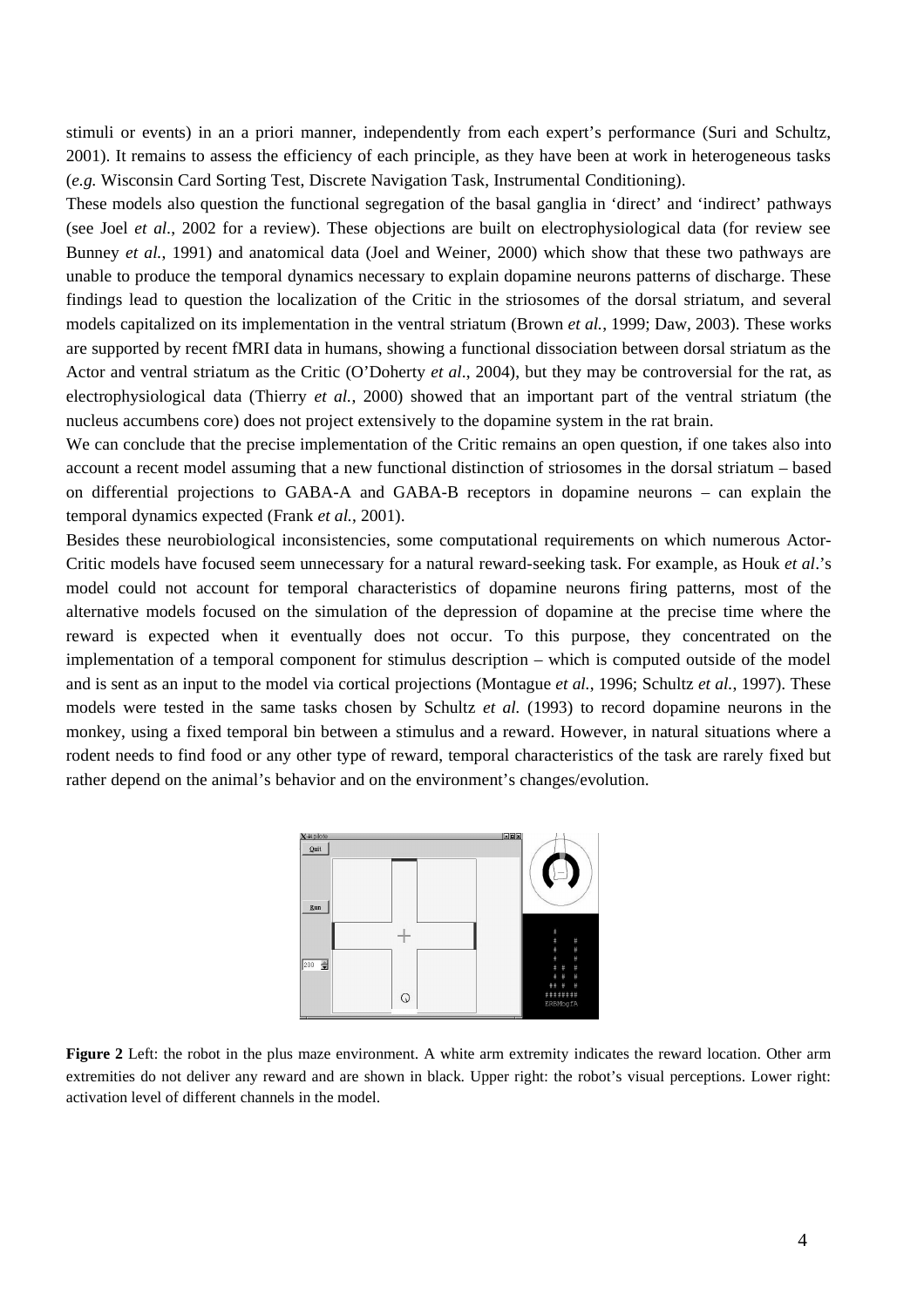stimuli or events) in an a priori manner, independently from each expert's performance (Suri and Schultz, 2001). It remains to assess the efficiency of each principle, as they have been at work in heterogeneous tasks (*e.g.* Wisconsin Card Sorting Test, Discrete Navigation Task, Instrumental Conditioning).

These models also question the functional segregation of the basal ganglia in 'direct' and 'indirect' pathways (see Joel *et al.*, 2002 for a review). These objections are built on electrophysiological data (for review see Bunney *et al.*, 1991) and anatomical data (Joel and Weiner, 2000) which show that these two pathways are unable to produce the temporal dynamics necessary to explain dopamine neurons patterns of discharge. These findings lead to question the localization of the Critic in the striosomes of the dorsal striatum, and several models capitalized on its implementation in the ventral striatum (Brown *et al.*, 1999; Daw, 2003). These works are supported by recent fMRI data in humans, showing a functional dissociation between dorsal striatum as the Actor and ventral striatum as the Critic (O'Doherty *et al*., 2004), but they may be controversial for the rat, as electrophysiological data (Thierry *et al.*, 2000) showed that an important part of the ventral striatum (the nucleus accumbens core) does not project extensively to the dopamine system in the rat brain.

We can conclude that the precise implementation of the Critic remains an open question, if one takes also into account a recent model assuming that a new functional distinction of striosomes in the dorsal striatum – based on differential projections to GABA-A and GABA-B receptors in dopamine neurons – can explain the temporal dynamics expected (Frank *et al.*, 2001).

Besides these neurobiological inconsistencies, some computational requirements on which numerous Actor-Critic models have focused seem unnecessary for a natural reward-seeking task. For example, as Houk *et al*.'s model could not account for temporal characteristics of dopamine neurons firing patterns, most of the alternative models focused on the simulation of the depression of dopamine at the precise time where the reward is expected when it eventually does not occur. To this purpose, they concentrated on the implementation of a temporal component for stimulus description – which is computed outside of the model and is sent as an input to the model via cortical projections (Montague *et al.*, 1996; Schultz *et al.*, 1997). These models were tested in the same tasks chosen by Schultz *et al.* (1993) to record dopamine neurons in the monkey, using a fixed temporal bin between a stimulus and a reward. However, in natural situations where a rodent needs to find food or any other type of reward, temporal characteristics of the task are rarely fixed but rather depend on the animal's behavior and on the environment's changes/evolution.

**Figure 2** Left: the robot in the plus maze environment. A white arm extremity indicates the reward location. Other arm extremities do not deliver any reward and are shown in black. Upper right: the robot's visual perceptions. Lower right: activation level of different channels in the model.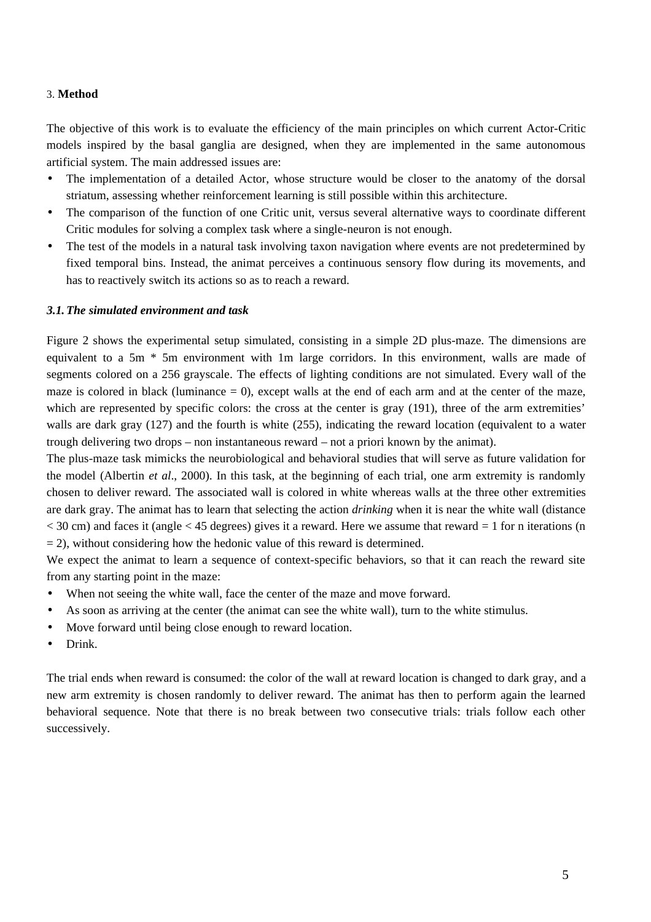## 3. **Method**

The objective of this work is to evaluate the efficiency of the main principles on which current Actor-Critic models inspired by the basal ganglia are designed, when they are implemented in the same autonomous artificial system. The main addressed issues are:

- The implementation of a detailed Actor, whose structure would be closer to the anatomy of the dorsal striatum, assessing whether reinforcement learning is still possible within this architecture.
- The comparison of the function of one Critic unit, versus several alternative ways to coordinate different Critic modules for solving a complex task where a single-neuron is not enough.
- The test of the models in a natural task involving taxon navigation where events are not predetermined by fixed temporal bins. Instead, the animat perceives a continuous sensory flow during its movements, and has to reactively switch its actions so as to reach a reward.

### *3.1. The simulated environment and task*

Figure 2 shows the experimental setup simulated, consisting in a simple 2D plus-maze. The dimensions are equivalent to a 5m * 5m environment with 1m large corridors. In this environment, walls are made of segments colored on a 256 grayscale. The effects of lighting conditions are not simulated. Every wall of the maze is colored in black (luminance = 0), except walls at the end of each arm and at the center of the maze, which are represented by specific colors: the cross at the center is gray (191), three of the arm extremities' walls are dark gray (127) and the fourth is white (255), indicating the reward location (equivalent to a water trough delivering two drops – non instantaneous reward – not a priori known by the animat).

The plus-maze task mimicks the neurobiological and behavioral studies that will serve as future validation for the model (Albertin *et al*., 2000). In this task, at the beginning of each trial, one arm extremity is randomly chosen to deliver reward. The associated wall is colored in white whereas walls at the three other extremities are dark gray. The animat has to learn that selecting the action *drinking* when it is near the white wall (distance < 30 cm) and faces it (angle < 45 degrees) gives it a reward. Here we assume that reward = 1 for n iterations (n = 2), without considering how the hedonic value of this reward is determined.

We expect the animat to learn a sequence of context-specific behaviors, so that it can reach the reward site from any starting point in the maze:

- When not seeing the white wall, face the center of the maze and move forward.
- As soon as arriving at the center (the animat can see the white wall), turn to the white stimulus.
- Move forward until being close enough to reward location.
- Drink.

The trial ends when reward is consumed: the color of the wall at reward location is changed to dark gray, and a new arm extremity is chosen randomly to deliver reward. The animat has then to perform again the learned behavioral sequence. Note that there is no break between two consecutive trials: trials follow each other successively.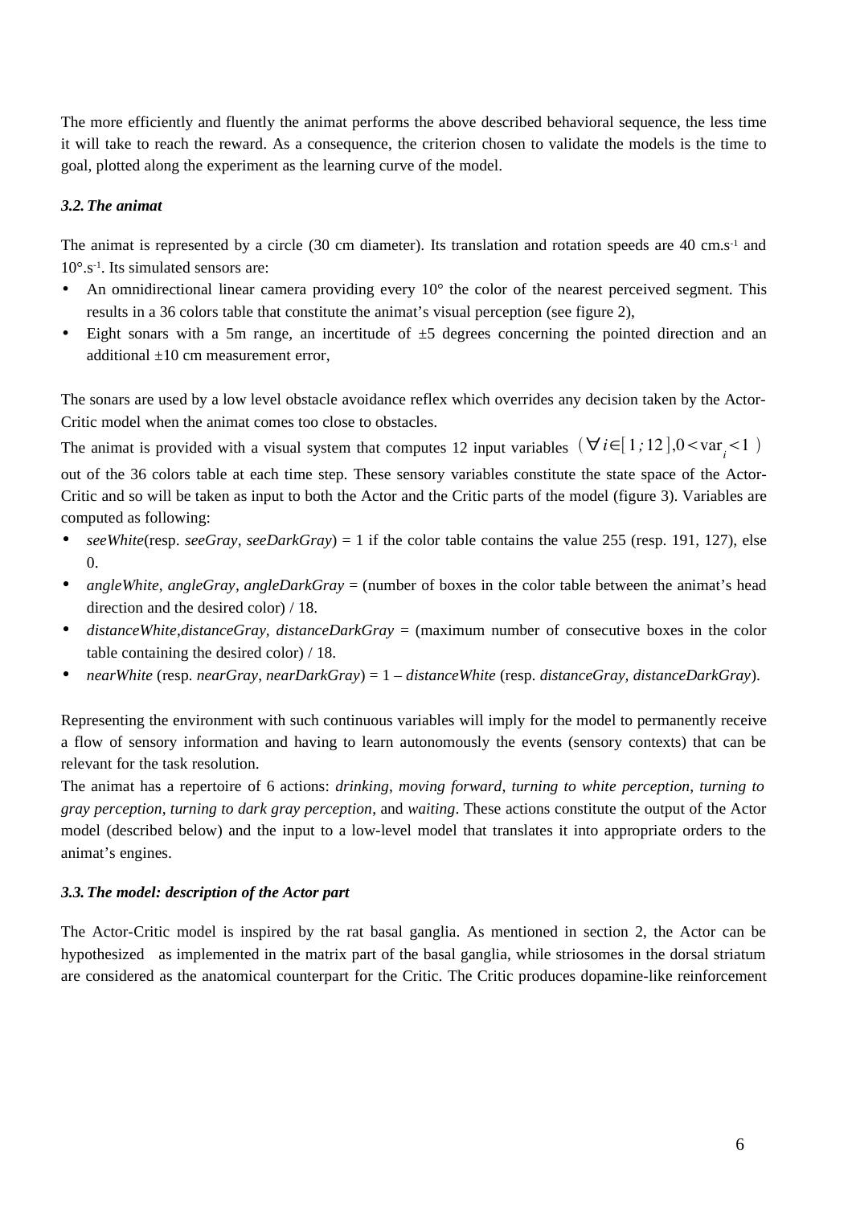The more efficiently and fluently the animat performs the above described behavioral sequence, the less time it will take to reach the reward. As a consequence, the criterion chosen to validate the models is the time to goal, plotted along the experiment as the learning curve of the model.

### *3.2. The animat*

The animat is represented by a circle (30 cm diameter). Its translation and rotation speeds are 40 $cm.s^{-1}$ and $10°.s^{-1}$. Its simulated sensors are:

- An omnidirectional linear camera providing every 10° the color of the nearest perceived segment. This results in a 36 colors table that constitute the animat's visual perception (see figure 2),
- Eight sonars with a 5m range, an incertitude of ±5 degrees concerning the pointed direction and an additional ±10 cm measurement error,

The sonars are used by a low level obstacle avoidance reflex which overrides any decision taken by the Actor-Critic model when the animat comes too close to obstacles.

The animat is provided with a visual system that computes 12 input variables $(\forall i \in [1;12], 0 < \text{var}_i < 1)$ out of the 36 colors table at each time step. These sensory variables constitute the state space of the Actor-Critic and so will be taken as input to both the Actor and the Critic parts of the model (figure 3). Variables are computed as following:

- *seeWhite*(resp. *seeGray*, *seeDarkGray*) = 1 if the color table contains the value 255 (resp. 191, 127), else 0.
- *angleWhite*, *angleGray*, *angleDarkGray* = (number of boxes in the color table between the animat's head direction and the desired color) / 18.
- *distanceWhite*,*distanceGray*, *distanceDarkGray* = (maximum number of consecutive boxes in the color table containing the desired color) / 18.
- *nearWhite* (resp. *nearGray*, *nearDarkGray*) = 1 – *distanceWhite* (resp. *distanceGray, distanceDarkGray*).

Representing the environment with such continuous variables will imply for the model to permanently receive a flow of sensory information and having to learn autonomously the events (sensory contexts) that can be relevant for the task resolution.

The animat has a repertoire of 6 actions: *drinking*, *moving forward*, *turning to white perception*, *turning to gray perception*, *turning to dark gray perception*, and *waiting*. These actions constitute the output of the Actor model (described below) and the input to a low-level model that translates it into appropriate orders to the animat's engines.

### *3.3. The model: description of the Actor part*

The Actor-Critic model is inspired by the rat basal ganglia. As mentioned in section 2, the Actor can be hypothesized as implemented in the matrix part of the basal ganglia, while striosomes in the dorsal striatum are considered as the anatomical counterpart for the Critic. The Critic produces dopamine-like reinforcement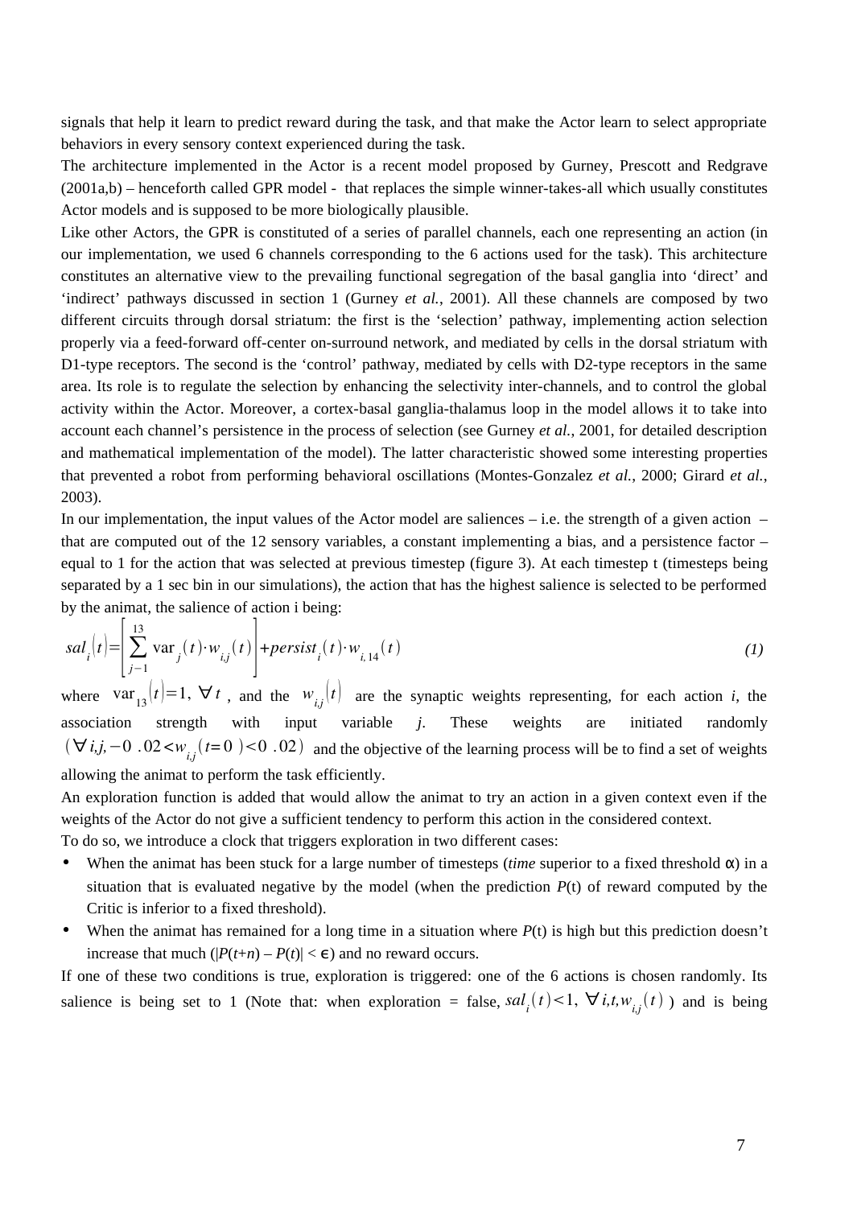signals that help it learn to predict reward during the task, and that make the Actor learn to select appropriate behaviors in every sensory context experienced during the task.

The architecture implemented in the Actor is a recent model proposed by Gurney, Prescott and Redgrave (2001a,b) – henceforth called GPR model - that replaces the simple winner-takes-all which usually constitutes Actor models and is supposed to be more biologically plausible.

Like other Actors, the GPR is constituted of a series of parallel channels, each one representing an action (in our implementation, we used 6 channels corresponding to the 6 actions used for the task). This architecture constitutes an alternative view to the prevailing functional segregation of the basal ganglia into 'direct' and 'indirect' pathways discussed in section 1 (Gurney *et al.*, 2001). All these channels are composed by two different circuits through dorsal striatum: the first is the 'selection' pathway, implementing action selection properly via a feed-forward off-center on-surround network, and mediated by cells in the dorsal striatum with D1-type receptors. The second is the 'control' pathway, mediated by cells with D2-type receptors in the same area. Its role is to regulate the selection by enhancing the selectivity inter-channels, and to control the global activity within the Actor. Moreover, a cortex-basal ganglia-thalamus loop in the model allows it to take into account each channel's persistence in the process of selection (see Gurney *et al.*, 2001, for detailed description and mathematical implementation of the model). The latter characteristic showed some interesting properties that prevented a robot from performing behavioral oscillations (Montes-Gonzalez *et al.*, 2000; Girard *et al.*, 2003).

In our implementation, the input values of the Actor model are saliences – i.e. the strength of a given action – that are computed out of the 12 sensory variables, a constant implementing a bias, and a persistence factor – equal to 1 for the action that was selected at previous timestep (figure 3). At each timestep t (timesteps being separated by a 1 sec bin in our simulations), the action that has the highest salience is selected to be performed by the animat, the salience of action i being:

$$sal_i(t) = \left[ \sum_{j=1}^{13} \mathrm{var}_j(t) \cdot w_{i,j}(t) \right] + persist_i(t) \cdot w_{i,14}(t) \qquad (1)$$

where $\mathrm{var}_{13}(t) = 1,\ \forall t$, and the $w_{i,j}(t)$ are the synaptic weights representing, for each action *i*, the association strength with input variable *j*. These weights are initiated randomly $(\forall i,j, -0.02 < w_{i,j}(t=0) < 0.02)$ and the objective of the learning process will be to find a set of weights allowing the animat to perform the task efficiently.

An exploration function is added that would allow the animat to try an action in a given context even if the weights of the Actor do not give a sufficient tendency to perform this action in the considered context.

To do so, we introduce a clock that triggers exploration in two different cases:

- When the animat has been stuck for a large number of timesteps (*time* superior to a fixed threshold $\alpha$) in a situation that is evaluated negative by the model (when the prediction $P$(t) of reward computed by the Critic is inferior to a fixed threshold).
- When the animat has remained for a long time in a situation where $P$(t) is high but this prediction doesn't increase that much ($|P(t+n) - P(t)| < \epsilon$) and no reward occurs.

If one of these two conditions is true, exploration is triggered: one of the 6 actions is chosen randomly. Its salience is being set to 1 (Note that: when exploration = false, $sal_i(t) < 1,\ \forall i,t,w_{i,j}(t)$ ) and is being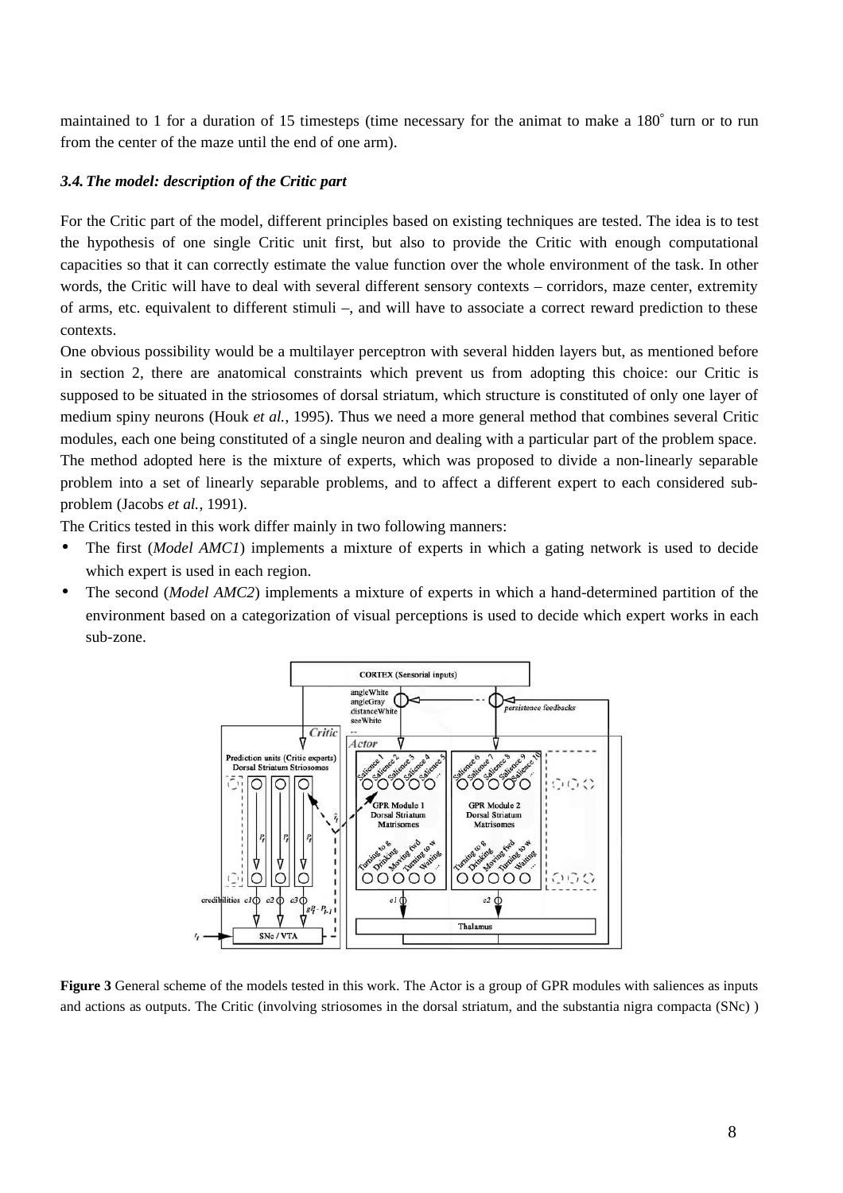maintained to 1 for a duration of 15 timesteps (time necessary for the animat to make a 180° turn or to run from the center of the maze until the end of one arm).

### *3.4. The model: description of the Critic part*

For the Critic part of the model, different principles based on existing techniques are tested. The idea is to test the hypothesis of one single Critic unit first, but also to provide the Critic with enough computational capacities so that it can correctly estimate the value function over the whole environment of the task. In other words, the Critic will have to deal with several different sensory contexts – corridors, maze center, extremity of arms, etc. equivalent to different stimuli –, and will have to associate a correct reward prediction to these contexts.

One obvious possibility would be a multilayer perceptron with several hidden layers but, as mentioned before in section 2, there are anatomical constraints which prevent us from adopting this choice: our Critic is supposed to be situated in the striosomes of dorsal striatum, which structure is constituted of only one layer of medium spiny neurons (Houk *et al.*, 1995). Thus we need a more general method that combines several Critic modules, each one being constituted of a single neuron and dealing with a particular part of the problem space.

The method adopted here is the mixture of experts, which was proposed to divide a non-linearly separable problem into a set of linearly separable problems, and to affect a different expert to each considered sub-problem (Jacobs *et al.*, 1991).

The Critics tested in this work differ mainly in two following manners:

- The first (*Model AMC1*) implements a mixture of experts in which a gating network is used to decide which expert is used in each region.
- The second (*Model AMC2*) implements a mixture of experts in which a hand-determined partition of the environment based on a categorization of visual perceptions is used to decide which expert works in each sub-zone.

**Figure 3** General scheme of the models tested in this work. The Actor is a group of GPR modules with saliences as inputs and actions as outputs. The Critic (involving striosomes in the dorsal striatum, and the substantia nigra compacta (SNc) )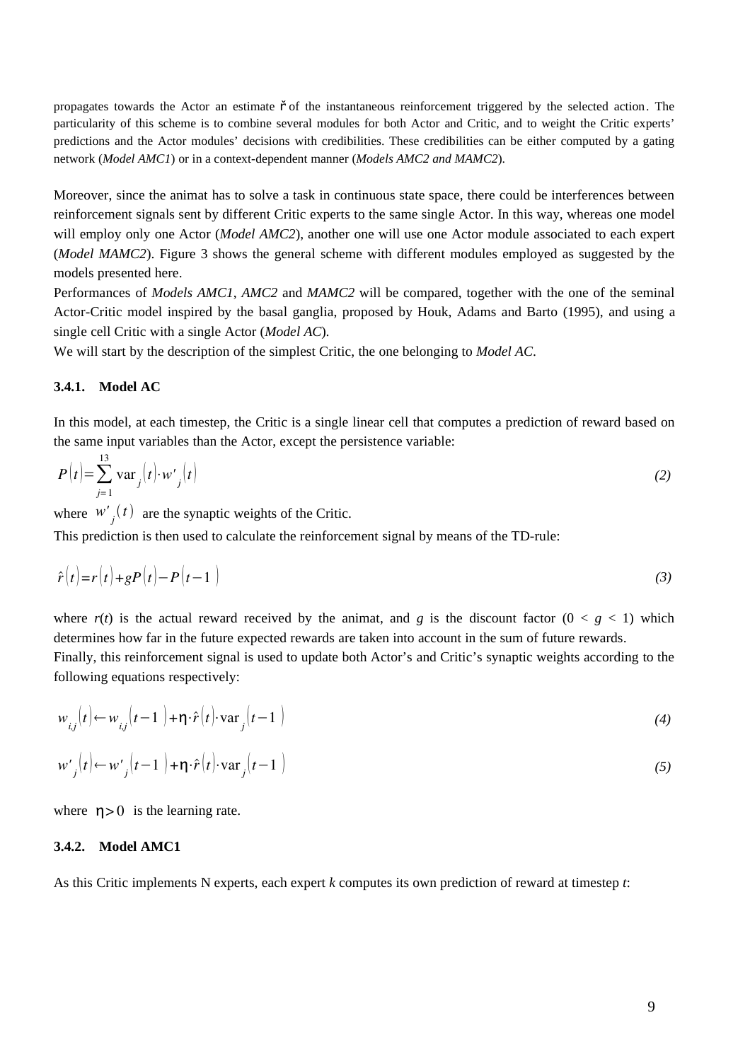propagates towards the Actor an estimate $\check{r}$ of the instantaneous reinforcement triggered by the selected action. The particularity of this scheme is to combine several modules for both Actor and Critic, and to weight the Critic experts' predictions and the Actor modules' decisions with credibilities. These credibilities can be either computed by a gating network (*Model AMC1*) or in a context-dependent manner (*Models AMC2 and MAMC2*).

Moreover, since the animat has to solve a task in continuous state space, there could be interferences between reinforcement signals sent by different Critic experts to the same single Actor. In this way, whereas one model will employ only one Actor (*Model AMC2*), another one will use one Actor module associated to each expert (*Model MAMC2*). Figure 3 shows the general scheme with different modules employed as suggested by the models presented here.

Performances of *Models AMC1*, *AMC2* and *MAMC2* will be compared, together with the one of the seminal Actor-Critic model inspired by the basal ganglia, proposed by Houk, Adams and Barto (1995), and using a single cell Critic with a single Actor (*Model AC*).

We will start by the description of the simplest Critic, the one belonging to *Model AC*.

### 3.4.1. Model AC

In this model, at each timestep, the Critic is a single linear cell that computes a prediction of reward based on the same input variables than the Actor, except the persistence variable:

$$P(t) = \sum_{j=1}^{13} \mathrm{var}_j(t) \cdot w'_j(t) \qquad (2)$$

where $w'_j(t)$ are the synaptic weights of the Critic.

This prediction is then used to calculate the reinforcement signal by means of the TD-rule:

$$\hat{r}(t) = r(t) + gP(t) - P(t-1) \qquad (3)$$

where $r(t)$ is the actual reward received by the animat, and $g$ is the discount factor ($0 < g < 1$) which determines how far in the future expected rewards are taken into account in the sum of future rewards.

Finally, this reinforcement signal is used to update both Actor's and Critic's synaptic weights according to the following equations respectively:

$$w_{i,j}(t) \leftarrow w_{i,j}(t-1) + \eta \cdot \hat{r}(t) \cdot \mathrm{var}_j(t-1) \qquad (4)$$

$$w'_j(t) \leftarrow w'_j(t-1) + \eta \cdot \hat{r}(t) \cdot \mathrm{var}_j(t-1) \qquad (5)$$

where $\eta > 0$ is the learning rate.

### 3.4.2. Model AMC1

As this Critic implements N experts, each expert $k$ computes its own prediction of reward at timestep $t$: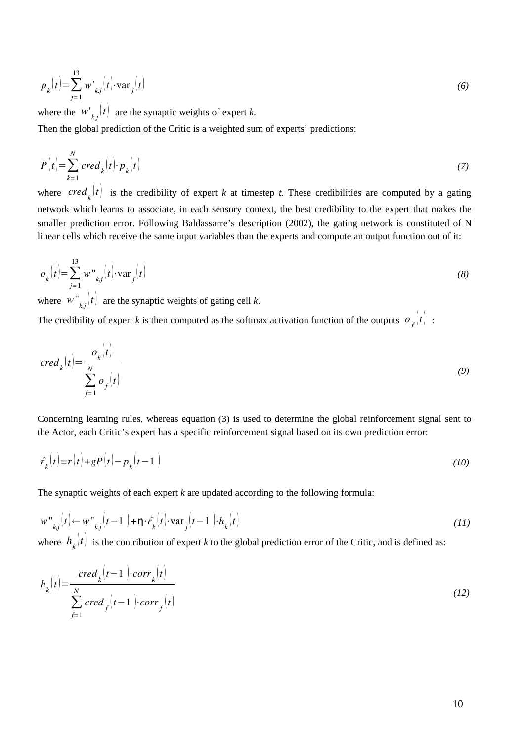$$p_k(t) = \sum_{j=1}^{13} w'_{k,j}(t) \cdot \text{var}_j(t) \tag{6}$$

where the $w'_{k,j}(t)$ are the synaptic weights of expert *k*.

Then the global prediction of the Critic is a weighted sum of experts' predictions:

$$P(t) = \sum_{k=1}^{N} cred_k(t) \cdot p_k(t) \tag{7}$$

where $cred_k(t)$ is the credibility of expert *k* at timestep *t*. These credibilities are computed by a gating network which learns to associate, in each sensory context, the best credibility to the expert that makes the smaller prediction error. Following Baldassarre's description (2002), the gating network is constituted of N linear cells which receive the same input variables than the experts and compute an output function out of it:

$$o_k(t) = \sum_{j=1}^{13} w''_{k,j}(t) \cdot \text{var}_j(t) \tag{8}$$

where $w''_{k,j}(t)$ are the synaptic weights of gating cell *k*.

The credibility of expert *k* is then computed as the softmax activation function of the outputs $o_f(t)$ :

$$cred_k(t) = \frac{o_k(t)}{\sum_{f=1}^{N} o_f(t)} \tag{9}$$

Concerning learning rules, whereas equation (3) is used to determine the global reinforcement signal sent to the Actor, each Critic's expert has a specific reinforcement signal based on its own prediction error:

$$\hat{r}_k(t) = r(t) + gP(t) - p_k(t-1) \tag{10}$$

The synaptic weights of each expert *k* are updated according to the following formula:

$$w''_{k,j}(t) \leftarrow w''_{k,j}(t-1) + \eta \cdot \hat{r}_k(t) \cdot \text{var}_j(t-1) \cdot h_k(t) \tag{11}$$

where $h_k(t)$ is the contribution of expert *k* to the global prediction error of the Critic, and is defined as:

$$h_k(t) = \frac{cred_k(t-1) \cdot corr_k(t)}{\sum_{f=1}^{N} cred_f(t-1) \cdot corr_f(t)} \tag{12}$$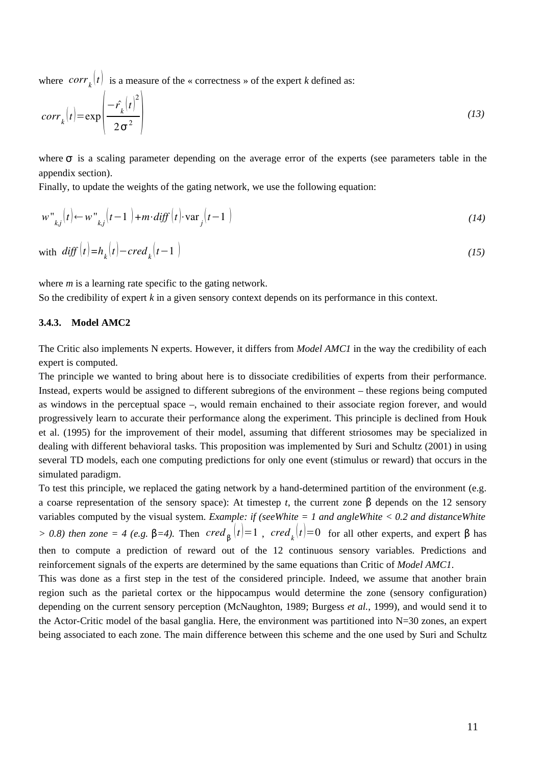where $corr_k(t)$ is a measure of the « correctness » of the expert *k* defined as:

$$corr_k(t) = \exp\left(\frac{-\hat{r}_k(t)^2}{2\sigma^2}\right) \tag{13}$$

where $\sigma$ is a scaling parameter depending on the average error of the experts (see parameters table in the appendix section).

Finally, to update the weights of the gating network, we use the following equation:

$$w''_{k,j}(t) \leftarrow w''_{k,j}(t-1) + m \cdot diff(t) \cdot \text{var}_j(t-1) \tag{14}$$

with $diff(t) = h_k(t) - cred_k(t-1)$ (15)

where *m* is a learning rate specific to the gating network.

So the credibility of expert *k* in a given sensory context depends on its performance in this context.

### 3.4.3. Model AMC2

The Critic also implements N experts. However, it differs from *Model AMC1* in the way the credibility of each expert is computed.

The principle we wanted to bring about here is to dissociate credibilities of experts from their performance. Instead, experts would be assigned to different subregions of the environment – these regions being computed as windows in the perceptual space –, would remain enchained to their associate region forever, and would progressively learn to accurate their performance along the experiment. This principle is declined from Houk et al. (1995) for the improvement of their model, assuming that different striosomes may be specialized in dealing with different behavioral tasks. This proposition was implemented by Suri and Schultz (2001) in using several TD models, each one computing predictions for only one event (stimulus or reward) that occurs in the simulated paradigm.

To test this principle, we replaced the gating network by a hand-determined partition of the environment (e.g. a coarse representation of the sensory space): At timestep *t*, the current zone $\beta$ depends on the 12 sensory variables computed by the visual system. *Example: if (seeWhite = 1 and angleWhite < 0.2 and distanceWhite > 0.8) then zone = 4 (e.g.* $\beta=4$*).* Then $cred_\beta(t)=1$ , $cred_k(t)=0$ for all other experts, and expert $\beta$ has then to compute a prediction of reward out of the 12 continuous sensory variables. Predictions and reinforcement signals of the experts are determined by the same equations than Critic of *Model AMC1*.

This was done as a first step in the test of the considered principle. Indeed, we assume that another brain region such as the parietal cortex or the hippocampus would determine the zone (sensory configuration) depending on the current sensory perception (McNaughton, 1989; Burgess *et al.*, 1999), and would send it to the Actor-Critic model of the basal ganglia. Here, the environment was partitioned into N=30 zones, an expert being associated to each zone. The main difference between this scheme and the one used by Suri and Schultz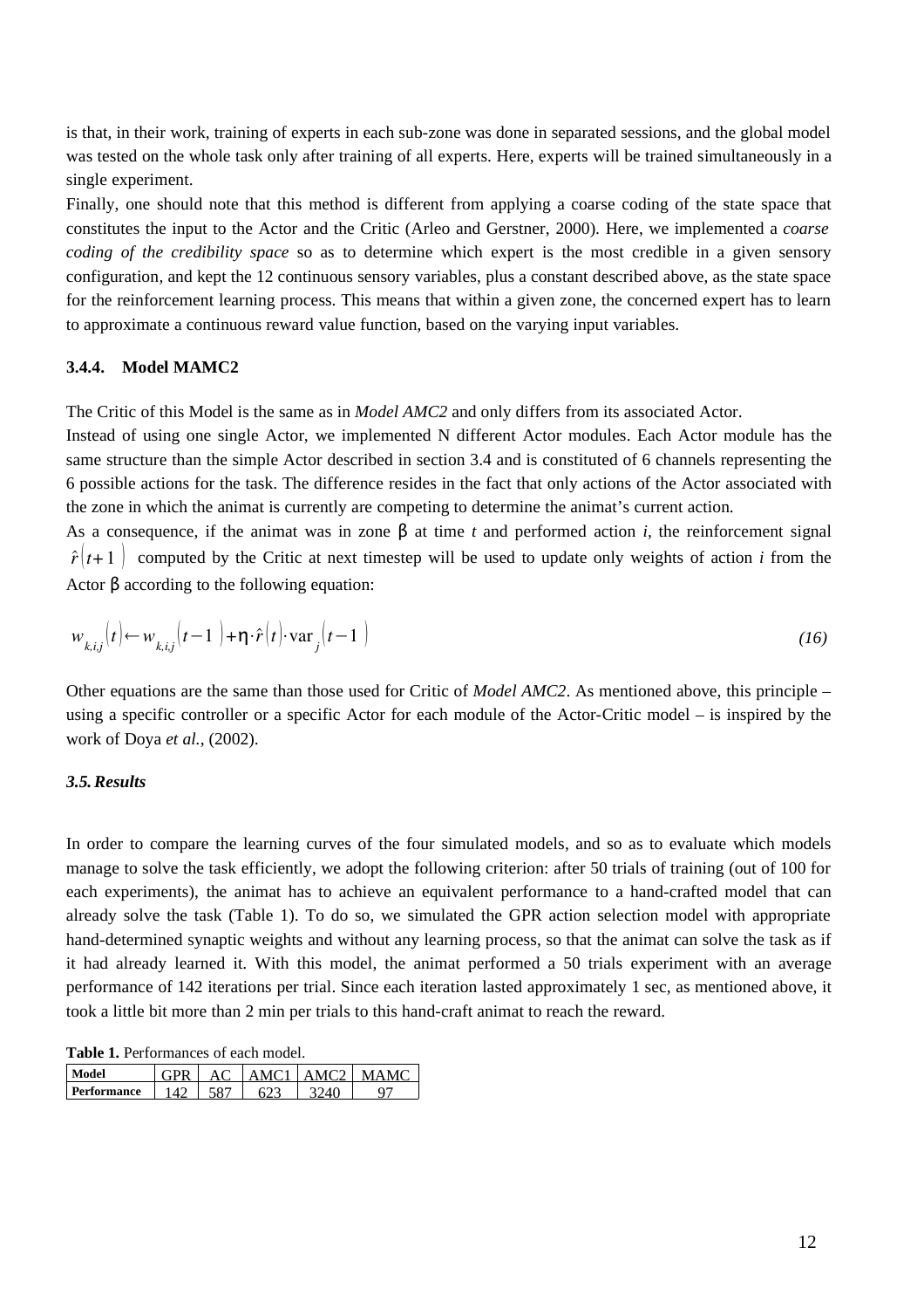is that, in their work, training of experts in each sub-zone was done in separated sessions, and the global model was tested on the whole task only after training of all experts. Here, experts will be trained simultaneously in a single experiment.

Finally, one should note that this method is different from applying a coarse coding of the state space that constitutes the input to the Actor and the Critic (Arleo and Gerstner, 2000). Here, we implemented a *coarse coding of the credibility space* so as to determine which expert is the most credible in a given sensory configuration, and kept the 12 continuous sensory variables, plus a constant described above, as the state space for the reinforcement learning process. This means that within a given zone, the concerned expert has to learn to approximate a continuous reward value function, based on the varying input variables.

#### 3.4.4. Model MAMC2

The Critic of this Model is the same as in *Model AMC2* and only differs from its associated Actor.

Instead of using one single Actor, we implemented N different Actor modules. Each Actor module has the same structure than the simple Actor described in section 3.4 and is constituted of 6 channels representing the 6 possible actions for the task. The difference resides in the fact that only actions of the Actor associated with the zone in which the animat is currently are competing to determine the animat's current action.

As a consequence, if the animat was in zone β at time *t* and performed action *i*, the reinforcement signal $\hat{r}(t+1)$ computed by the Critic at next timestep will be used to update only weights of action *i* from the Actor β according to the following equation:

$$w_{k,i,j}(t) \leftarrow w_{k,i,j}(t-1) + \eta \cdot \hat{r}(t) \cdot \mathrm{var}_j(t-1) \qquad (16)$$

Other equations are the same than those used for Critic of *Model AMC2*. As mentioned above, this principle – using a specific controller or a specific Actor for each module of the Actor-Critic model – is inspired by the work of Doya *et al.*, (2002).

### *3.5. Results*

In order to compare the learning curves of the four simulated models, and so as to evaluate which models manage to solve the task efficiently, we adopt the following criterion: after 50 trials of training (out of 100 for each experiments), the animat has to achieve an equivalent performance to a hand-crafted model that can already solve the task (Table 1). To do so, we simulated the GPR action selection model with appropriate hand-determined synaptic weights and without any learning process, so that the animat can solve the task as if it had already learned it. With this model, the animat performed a 50 trials experiment with an average performance of 142 iterations per trial. Since each iteration lasted approximately 1 sec, as mentioned above, it took a little bit more than 2 min per trials to this hand-craft animat to reach the reward.

**Table 1.** Performances of each model.

| Model | GPR | AC | AMC1 | AMC2 | MAMC |
|---|---|---|---|---|---|
| Performance | 142 | 587 | 623 | 3240 | 97 |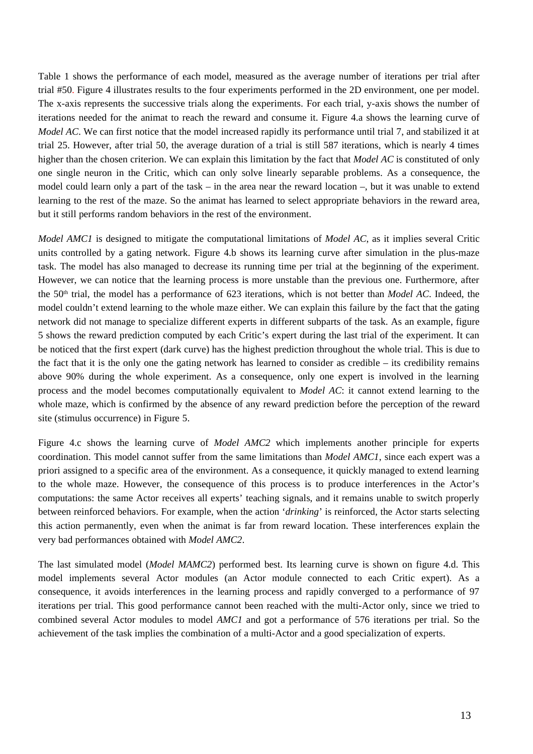Table 1 shows the performance of each model, measured as the average number of iterations per trial after trial #50. Figure 4 illustrates results to the four experiments performed in the 2D environment, one per model. The x-axis represents the successive trials along the experiments. For each trial, y-axis shows the number of iterations needed for the animat to reach the reward and consume it. Figure 4.a shows the learning curve of *Model AC*. We can first notice that the model increased rapidly its performance until trial 7, and stabilized it at trial 25. However, after trial 50, the average duration of a trial is still 587 iterations, which is nearly 4 times higher than the chosen criterion. We can explain this limitation by the fact that *Model AC* is constituted of only one single neuron in the Critic, which can only solve linearly separable problems. As a consequence, the model could learn only a part of the task – in the area near the reward location –, but it was unable to extend learning to the rest of the maze. So the animat has learned to select appropriate behaviors in the reward area, but it still performs random behaviors in the rest of the environment.

*Model AMC1* is designed to mitigate the computational limitations of *Model AC*, as it implies several Critic units controlled by a gating network. Figure 4.b shows its learning curve after simulation in the plus-maze task. The model has also managed to decrease its running time per trial at the beginning of the experiment. However, we can notice that the learning process is more unstable than the previous one. Furthermore, after the 50th trial, the model has a performance of 623 iterations, which is not better than *Model AC*. Indeed, the model couldn't extend learning to the whole maze either. We can explain this failure by the fact that the gating network did not manage to specialize different experts in different subparts of the task. As an example, figure 5 shows the reward prediction computed by each Critic's expert during the last trial of the experiment. It can be noticed that the first expert (dark curve) has the highest prediction throughout the whole trial. This is due to the fact that it is the only one the gating network has learned to consider as credible – its credibility remains above 90% during the whole experiment. As a consequence, only one expert is involved in the learning process and the model becomes computationally equivalent to *Model AC*: it cannot extend learning to the whole maze, which is confirmed by the absence of any reward prediction before the perception of the reward site (stimulus occurrence) in Figure 5.

Figure 4.c shows the learning curve of *Model AMC2* which implements another principle for experts coordination. This model cannot suffer from the same limitations than *Model AMC1*, since each expert was a priori assigned to a specific area of the environment. As a consequence, it quickly managed to extend learning to the whole maze. However, the consequence of this process is to produce interferences in the Actor's computations: the same Actor receives all experts' teaching signals, and it remains unable to switch properly between reinforced behaviors. For example, when the action '*drinking*' is reinforced, the Actor starts selecting this action permanently, even when the animat is far from reward location. These interferences explain the very bad performances obtained with *Model AMC2*.

The last simulated model (*Model MAMC2*) performed best. Its learning curve is shown on figure 4.d. This model implements several Actor modules (an Actor module connected to each Critic expert). As a consequence, it avoids interferences in the learning process and rapidly converged to a performance of 97 iterations per trial. This good performance cannot been reached with the multi-Actor only, since we tried to combined several Actor modules to model *AMC1* and got a performance of 576 iterations per trial. So the achievement of the task implies the combination of a multi-Actor and a good specialization of experts.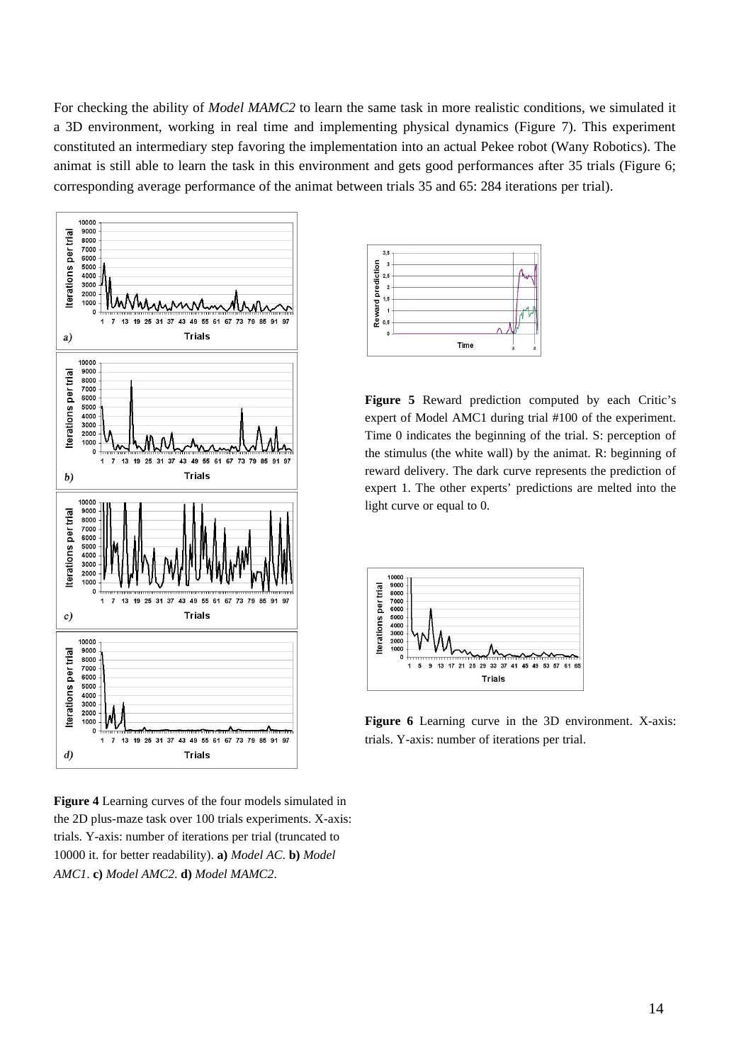For checking the ability of *Model MAMC2* to learn the same task in more realistic conditions, we simulated it a 3D environment, working in real time and implementing physical dynamics (Figure 7). This experiment constituted an intermediary step favoring the implementation into an actual Pekee robot (Wany Robotics). The animat is still able to learn the task in this environment and gets good performances after 35 trials (Figure 6; corresponding average performance of the animat between trials 35 and 65: 284 iterations per trial).

**Figure 4** Learning curves of the four models simulated in the 2D plus-maze task over 100 trials experiments. X-axis: trials. Y-axis: number of iterations per trial (truncated to 10000 it. for better readability). **a)** *Model AC*. **b)** *Model AMC1*. **c)** *Model AMC2*. **d)** *Model MAMC2*.

**Figure 5** Reward prediction computed by each Critic's expert of Model AMC1 during trial #100 of the experiment. Time 0 indicates the beginning of the trial. S: perception of the stimulus (the white wall) by the animat. R: beginning of reward delivery. The dark curve represents the prediction of expert 1. The other experts' predictions are melted into the light curve or equal to 0.

**Figure 6** Learning curve in the 3D environment. X-axis: trials. Y-axis: number of iterations per trial.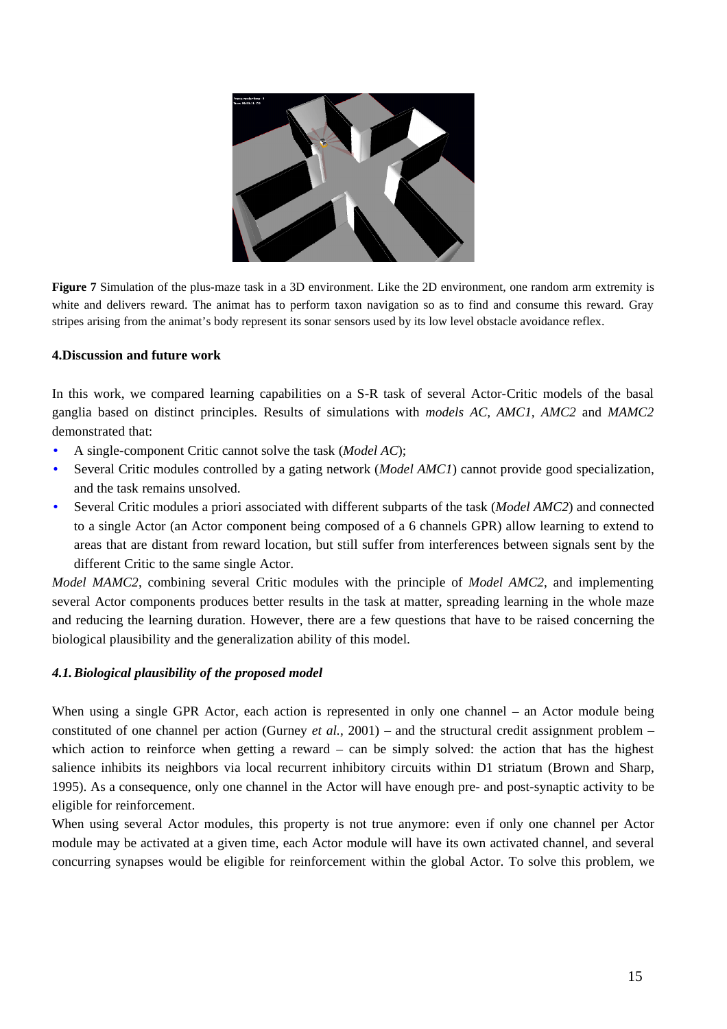**Figure 7** Simulation of the plus-maze task in a 3D environment. Like the 2D environment, one random arm extremity is white and delivers reward. The animat has to perform taxon navigation so as to find and consume this reward. Gray stripes arising from the animat's body represent its sonar sensors used by its low level obstacle avoidance reflex.

## 4.Discussion and future work

In this work, we compared learning capabilities on a S-R task of several Actor-Critic models of the basal ganglia based on distinct principles. Results of simulations with *models AC, AMC1, AMC2* and *MAMC2* demonstrated that:

- A single-component Critic cannot solve the task (*Model AC*);
- Several Critic modules controlled by a gating network (*Model AMC1*) cannot provide good specialization, and the task remains unsolved.
- Several Critic modules a priori associated with different subparts of the task (*Model AMC2*) and connected to a single Actor (an Actor component being composed of a 6 channels GPR) allow learning to extend to areas that are distant from reward location, but still suffer from interferences between signals sent by the different Critic to the same single Actor.

*Model MAMC2*, combining several Critic modules with the principle of *Model AMC2*, and implementing several Actor components produces better results in the task at matter, spreading learning in the whole maze and reducing the learning duration. However, there are a few questions that have to be raised concerning the biological plausibility and the generalization ability of this model.

### *4.1. Biological plausibility of the proposed model*

When using a single GPR Actor, each action is represented in only one channel – an Actor module being constituted of one channel per action (Gurney *et al.*, 2001) – and the structural credit assignment problem – which action to reinforce when getting a reward – can be simply solved: the action that has the highest salience inhibits its neighbors via local recurrent inhibitory circuits within D1 striatum (Brown and Sharp, 1995). As a consequence, only one channel in the Actor will have enough pre- and post-synaptic activity to be eligible for reinforcement.

When using several Actor modules, this property is not true anymore: even if only one channel per Actor module may be activated at a given time, each Actor module will have its own activated channel, and several concurring synapses would be eligible for reinforcement within the global Actor. To solve this problem, we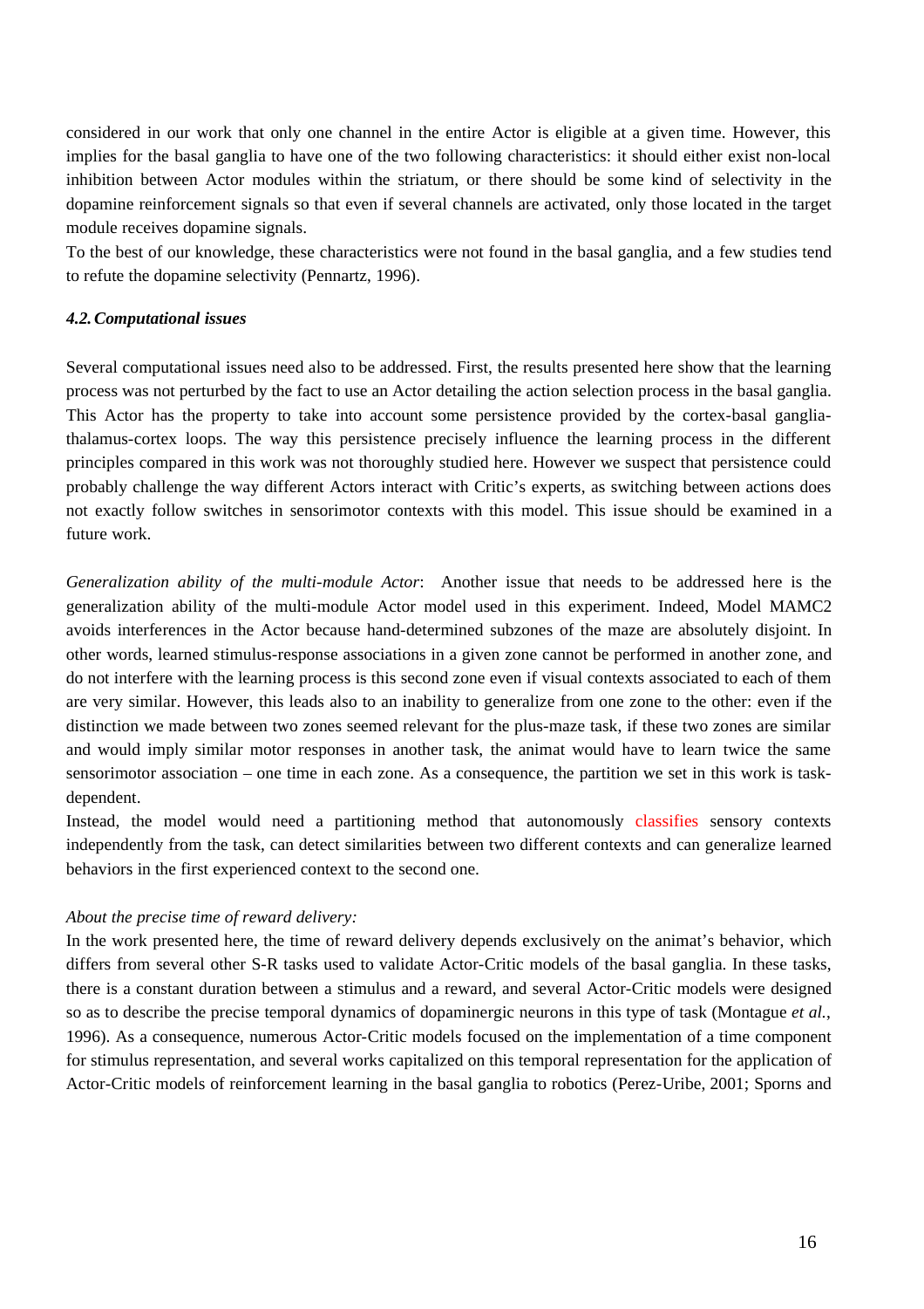considered in our work that only one channel in the entire Actor is eligible at a given time. However, this implies for the basal ganglia to have one of the two following characteristics: it should either exist non-local inhibition between Actor modules within the striatum, or there should be some kind of selectivity in the dopamine reinforcement signals so that even if several channels are activated, only those located in the target module receives dopamine signals.

To the best of our knowledge, these characteristics were not found in the basal ganglia, and a few studies tend to refute the dopamine selectivity (Pennartz, 1996).

### *4.2. Computational issues*

Several computational issues need also to be addressed. First, the results presented here show that the learning process was not perturbed by the fact to use an Actor detailing the action selection process in the basal ganglia. This Actor has the property to take into account some persistence provided by the cortex-basal ganglia-thalamus-cortex loops. The way this persistence precisely influence the learning process in the different principles compared in this work was not thoroughly studied here. However we suspect that persistence could probably challenge the way different Actors interact with Critic's experts, as switching between actions does not exactly follow switches in sensorimotor contexts with this model. This issue should be examined in a future work.

*Generalization ability of the multi-module Actor*: Another issue that needs to be addressed here is the generalization ability of the multi-module Actor model used in this experiment. Indeed, Model MAMC2 avoids interferences in the Actor because hand-determined subzones of the maze are absolutely disjoint. In other words, learned stimulus-response associations in a given zone cannot be performed in another zone, and do not interfere with the learning process is this second zone even if visual contexts associated to each of them are very similar. However, this leads also to an inability to generalize from one zone to the other: even if the distinction we made between two zones seemed relevant for the plus-maze task, if these two zones are similar and would imply similar motor responses in another task, the animat would have to learn twice the same sensorimotor association – one time in each zone. As a consequence, the partition we set in this work is task-dependent.

Instead, the model would need a partitioning method that autonomously classifies sensory contexts independently from the task, can detect similarities between two different contexts and can generalize learned behaviors in the first experienced context to the second one.

*About the precise time of reward delivery:*

In the work presented here, the time of reward delivery depends exclusively on the animat's behavior, which differs from several other S-R tasks used to validate Actor-Critic models of the basal ganglia. In these tasks, there is a constant duration between a stimulus and a reward, and several Actor-Critic models were designed so as to describe the precise temporal dynamics of dopaminergic neurons in this type of task (Montague *et al.*, 1996). As a consequence, numerous Actor-Critic models focused on the implementation of a time component for stimulus representation, and several works capitalized on this temporal representation for the application of Actor-Critic models of reinforcement learning in the basal ganglia to robotics (Perez-Uribe, 2001; Sporns and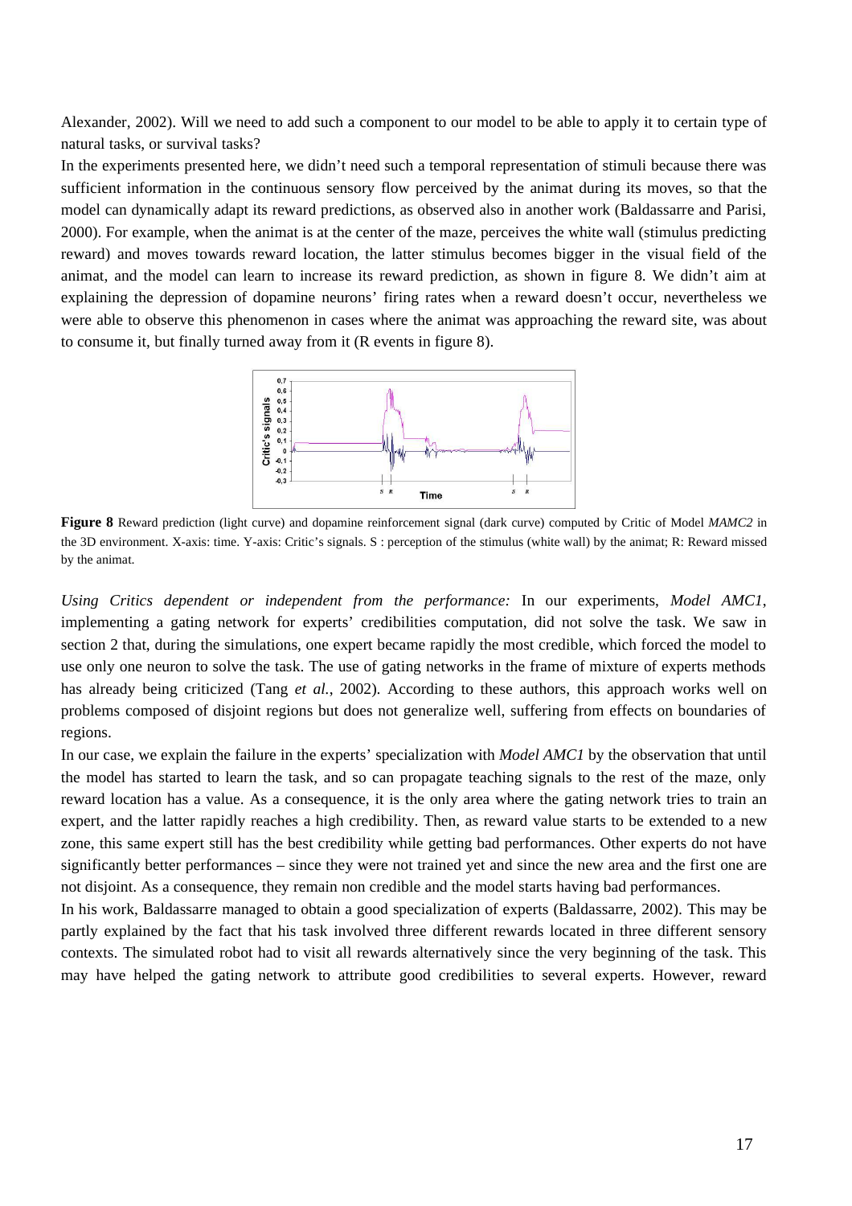Alexander, 2002). Will we need to add such a component to our model to be able to apply it to certain type of natural tasks, or survival tasks?

In the experiments presented here, we didn't need such a temporal representation of stimuli because there was sufficient information in the continuous sensory flow perceived by the animat during its moves, so that the model can dynamically adapt its reward predictions, as observed also in another work (Baldassarre and Parisi, 2000). For example, when the animat is at the center of the maze, perceives the white wall (stimulus predicting reward) and moves towards reward location, the latter stimulus becomes bigger in the visual field of the animat, and the model can learn to increase its reward prediction, as shown in figure 8. We didn't aim at explaining the depression of dopamine neurons' firing rates when a reward doesn't occur, nevertheless we were able to observe this phenomenon in cases where the animat was approaching the reward site, was about to consume it, but finally turned away from it (R events in figure 8).

**Figure 8** Reward prediction (light curve) and dopamine reinforcement signal (dark curve) computed by Critic of Model *MAMC2* in the 3D environment. X-axis: time. Y-axis: Critic's signals. S : perception of the stimulus (white wall) by the animat; R: Reward missed by the animat.

*Using Critics dependent or independent from the performance:* In our experiments, *Model AMC1*, implementing a gating network for experts' credibilities computation, did not solve the task. We saw in section 2 that, during the simulations, one expert became rapidly the most credible, which forced the model to use only one neuron to solve the task. The use of gating networks in the frame of mixture of experts methods has already being criticized (Tang *et al.*, 2002). According to these authors, this approach works well on problems composed of disjoint regions but does not generalize well, suffering from effects on boundaries of regions.

In our case, we explain the failure in the experts' specialization with *Model AMC1* by the observation that until the model has started to learn the task, and so can propagate teaching signals to the rest of the maze, only reward location has a value. As a consequence, it is the only area where the gating network tries to train an expert, and the latter rapidly reaches a high credibility. Then, as reward value starts to be extended to a new zone, this same expert still has the best credibility while getting bad performances. Other experts do not have significantly better performances – since they were not trained yet and since the new area and the first one are not disjoint. As a consequence, they remain non credible and the model starts having bad performances.

In his work, Baldassarre managed to obtain a good specialization of experts (Baldassarre, 2002). This may be partly explained by the fact that his task involved three different rewards located in three different sensory contexts. The simulated robot had to visit all rewards alternatively since the very beginning of the task. This may have helped the gating network to attribute good credibilities to several experts. However, reward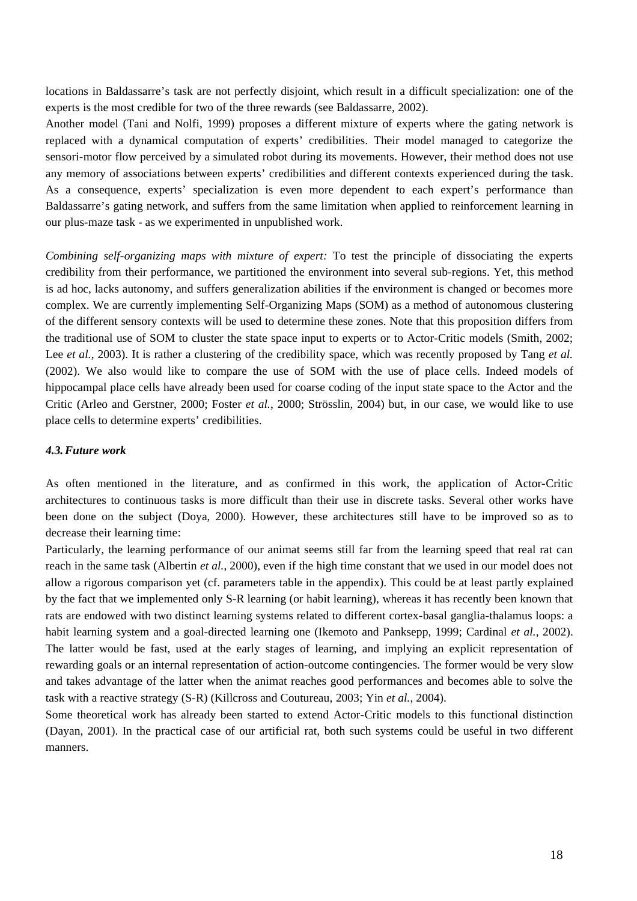locations in Baldassarre's task are not perfectly disjoint, which result in a difficult specialization: one of the experts is the most credible for two of the three rewards (see Baldassarre, 2002).

Another model (Tani and Nolfi, 1999) proposes a different mixture of experts where the gating network is replaced with a dynamical computation of experts' credibilities. Their model managed to categorize the sensori-motor flow perceived by a simulated robot during its movements. However, their method does not use any memory of associations between experts' credibilities and different contexts experienced during the task. As a consequence, experts' specialization is even more dependent to each expert's performance than Baldassarre's gating network, and suffers from the same limitation when applied to reinforcement learning in our plus-maze task - as we experimented in unpublished work.

*Combining self-organizing maps with mixture of expert:* To test the principle of dissociating the experts credibility from their performance, we partitioned the environment into several sub-regions. Yet, this method is ad hoc, lacks autonomy, and suffers generalization abilities if the environment is changed or becomes more complex. We are currently implementing Self-Organizing Maps (SOM) as a method of autonomous clustering of the different sensory contexts will be used to determine these zones. Note that this proposition differs from the traditional use of SOM to cluster the state space input to experts or to Actor-Critic models (Smith, 2002; Lee *et al.*, 2003). It is rather a clustering of the credibility space, which was recently proposed by Tang *et al.* (2002). We also would like to compare the use of SOM with the use of place cells. Indeed models of hippocampal place cells have already been used for coarse coding of the input state space to the Actor and the Critic (Arleo and Gerstner, 2000; Foster *et al.*, 2000; Strösslin, 2004) but, in our case, we would like to use place cells to determine experts' credibilities.

### *4.3. Future work*

As often mentioned in the literature, and as confirmed in this work, the application of Actor-Critic architectures to continuous tasks is more difficult than their use in discrete tasks. Several other works have been done on the subject (Doya, 2000). However, these architectures still have to be improved so as to decrease their learning time:

Particularly, the learning performance of our animat seems still far from the learning speed that real rat can reach in the same task (Albertin *et al.*, 2000), even if the high time constant that we used in our model does not allow a rigorous comparison yet (cf. parameters table in the appendix). This could be at least partly explained by the fact that we implemented only S-R learning (or habit learning), whereas it has recently been known that rats are endowed with two distinct learning systems related to different cortex-basal ganglia-thalamus loops: a habit learning system and a goal-directed learning one (Ikemoto and Panksepp, 1999; Cardinal *et al.*, 2002). The latter would be fast, used at the early stages of learning, and implying an explicit representation of rewarding goals or an internal representation of action-outcome contingencies. The former would be very slow and takes advantage of the latter when the animat reaches good performances and becomes able to solve the task with a reactive strategy (S-R) (Killcross and Coutureau, 2003; Yin *et al.*, 2004).

Some theoretical work has already been started to extend Actor-Critic models to this functional distinction (Dayan, 2001). In the practical case of our artificial rat, both such systems could be useful in two different manners.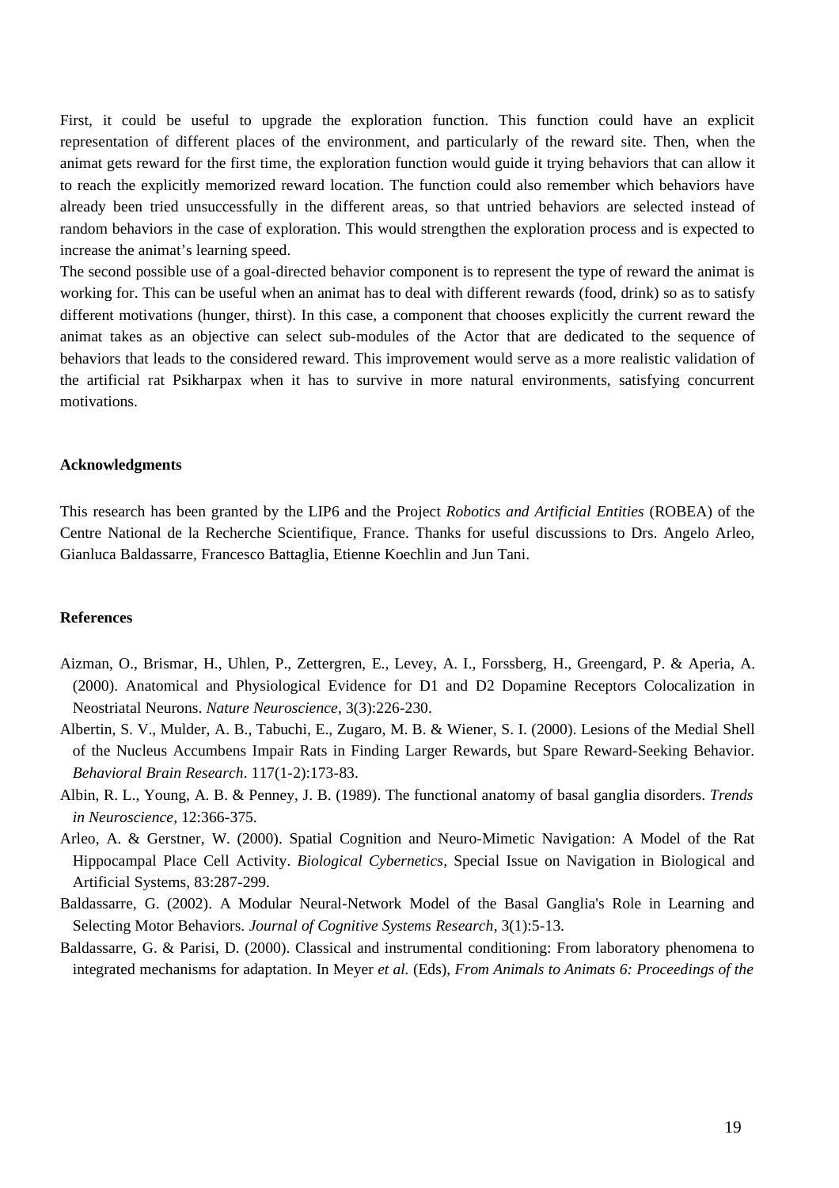First, it could be useful to upgrade the exploration function. This function could have an explicit representation of different places of the environment, and particularly of the reward site. Then, when the animat gets reward for the first time, the exploration function would guide it trying behaviors that can allow it to reach the explicitly memorized reward location. The function could also remember which behaviors have already been tried unsuccessfully in the different areas, so that untried behaviors are selected instead of random behaviors in the case of exploration. This would strengthen the exploration process and is expected to increase the animat's learning speed.

The second possible use of a goal-directed behavior component is to represent the type of reward the animat is working for. This can be useful when an animat has to deal with different rewards (food, drink) so as to satisfy different motivations (hunger, thirst). In this case, a component that chooses explicitly the current reward the animat takes as an objective can select sub-modules of the Actor that are dedicated to the sequence of behaviors that leads to the considered reward. This improvement would serve as a more realistic validation of the artificial rat Psikharpax when it has to survive in more natural environments, satisfying concurrent motivations.

**Acknowledgments**

This research has been granted by the LIP6 and the Project *Robotics and Artificial Entities* (ROBEA) of the Centre National de la Recherche Scientifique, France. Thanks for useful discussions to Drs. Angelo Arleo, Gianluca Baldassarre, Francesco Battaglia, Etienne Koechlin and Jun Tani.

**References**

Aizman, O., Brismar, H., Uhlen, P., Zettergren, E., Levey, A. I., Forssberg, H., Greengard, P. & Aperia, A. (2000). Anatomical and Physiological Evidence for D1 and D2 Dopamine Receptors Colocalization in Neostriatal Neurons. *Nature Neuroscience*, 3(3):226-230.

Albertin, S. V., Mulder, A. B., Tabuchi, E., Zugaro, M. B. & Wiener, S. I. (2000). Lesions of the Medial Shell of the Nucleus Accumbens Impair Rats in Finding Larger Rewards, but Spare Reward-Seeking Behavior. *Behavioral Brain Research*. 117(1-2):173-83.

Albin, R. L., Young, A. B. & Penney, J. B. (1989). The functional anatomy of basal ganglia disorders. *Trends in Neuroscience*, 12:366-375.

Arleo, A. & Gerstner, W. (2000). Spatial Cognition and Neuro-Mimetic Navigation: A Model of the Rat Hippocampal Place Cell Activity. *Biological Cybernetics*, Special Issue on Navigation in Biological and Artificial Systems, 83:287-299.

Baldassarre, G. (2002). A Modular Neural-Network Model of the Basal Ganglia's Role in Learning and Selecting Motor Behaviors. *Journal of Cognitive Systems Research*, 3(1):5-13.

Baldassarre, G. & Parisi, D. (2000). Classical and instrumental conditioning: From laboratory phenomena to integrated mechanisms for adaptation. In Meyer *et al.* (Eds), *From Animals to Animats 6: Proceedings of the*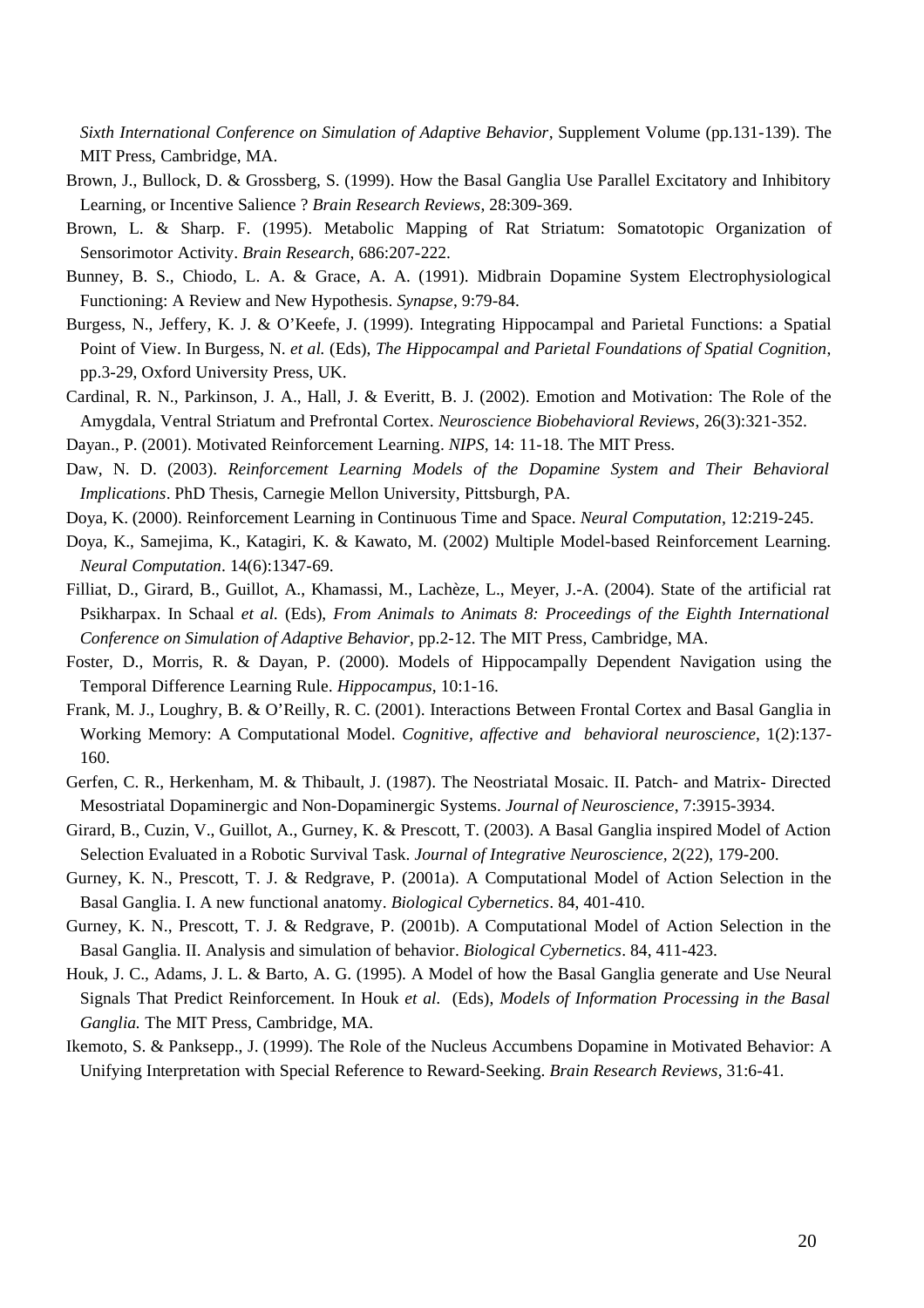*Sixth International Conference on Simulation of Adaptive Behavior*, Supplement Volume (pp.131-139). The MIT Press, Cambridge, MA.

Brown, J., Bullock, D. & Grossberg, S. (1999). How the Basal Ganglia Use Parallel Excitatory and Inhibitory Learning, or Incentive Salience ? *Brain Research Reviews*, 28:309-369.

Brown, L. & Sharp. F. (1995). Metabolic Mapping of Rat Striatum: Somatotopic Organization of Sensorimotor Activity. *Brain Research*, 686:207-222.

Bunney, B. S., Chiodo, L. A. & Grace, A. A. (1991). Midbrain Dopamine System Electrophysiological Functioning: A Review and New Hypothesis. *Synapse*, 9:79-84.

Burgess, N., Jeffery, K. J. & O'Keefe, J. (1999). Integrating Hippocampal and Parietal Functions: a Spatial Point of View. In Burgess, N. *et al.* (Eds), *The Hippocampal and Parietal Foundations of Spatial Cognition*, pp.3-29, Oxford University Press, UK.

Cardinal, R. N., Parkinson, J. A., Hall, J. & Everitt, B. J. (2002). Emotion and Motivation: The Role of the Amygdala, Ventral Striatum and Prefrontal Cortex. *Neuroscience Biobehavioral Reviews*, 26(3):321-352.

Dayan., P. (2001). Motivated Reinforcement Learning. *NIPS*, 14: 11-18. The MIT Press.

Daw, N. D. (2003). *Reinforcement Learning Models of the Dopamine System and Their Behavioral Implications*. PhD Thesis, Carnegie Mellon University, Pittsburgh, PA.

Doya, K. (2000). Reinforcement Learning in Continuous Time and Space. *Neural Computation*, 12:219-245.

Doya, K., Samejima, K., Katagiri, K. & Kawato, M. (2002) Multiple Model-based Reinforcement Learning. *Neural Computation*. 14(6):1347-69.

Filliat, D., Girard, B., Guillot, A., Khamassi, M., Lachèze, L., Meyer, J.-A. (2004). State of the artificial rat Psikharpax. In Schaal *et al.* (Eds), *From Animals to Animats 8: Proceedings of the Eighth International Conference on Simulation of Adaptive Behavior*, pp.2-12. The MIT Press, Cambridge, MA.

Foster, D., Morris, R. & Dayan, P. (2000). Models of Hippocampally Dependent Navigation using the Temporal Difference Learning Rule. *Hippocampus*, 10:1-16.

Frank, M. J., Loughry, B. & O'Reilly, R. C. (2001). Interactions Between Frontal Cortex and Basal Ganglia in Working Memory: A Computational Model. *Cognitive, affective and behavioral neuroscience*, 1(2):137-160.

Gerfen, C. R., Herkenham, M. & Thibault, J. (1987). The Neostriatal Mosaic. II. Patch- and Matrix- Directed Mesostriatal Dopaminergic and Non-Dopaminergic Systems. *Journal of Neuroscience*, 7:3915-3934.

Girard, B., Cuzin, V., Guillot, A., Gurney, K. & Prescott, T. (2003). A Basal Ganglia inspired Model of Action Selection Evaluated in a Robotic Survival Task. *Journal of Integrative Neuroscience*, 2(22), 179-200.

Gurney, K. N., Prescott, T. J. & Redgrave, P. (2001a). A Computational Model of Action Selection in the Basal Ganglia. I. A new functional anatomy. *Biological Cybernetics*. 84, 401-410.

Gurney, K. N., Prescott, T. J. & Redgrave, P. (2001b). A Computational Model of Action Selection in the Basal Ganglia. II. Analysis and simulation of behavior. *Biological Cybernetics*. 84, 411-423.

Houk, J. C., Adams, J. L. & Barto, A. G. (1995). A Model of how the Basal Ganglia generate and Use Neural Signals That Predict Reinforcement. In Houk *et al.* (Eds), *Models of Information Processing in the Basal Ganglia.* The MIT Press, Cambridge, MA.

Ikemoto, S. & Panksepp., J. (1999). The Role of the Nucleus Accumbens Dopamine in Motivated Behavior: A Unifying Interpretation with Special Reference to Reward-Seeking. *Brain Research Reviews*, 31:6-41.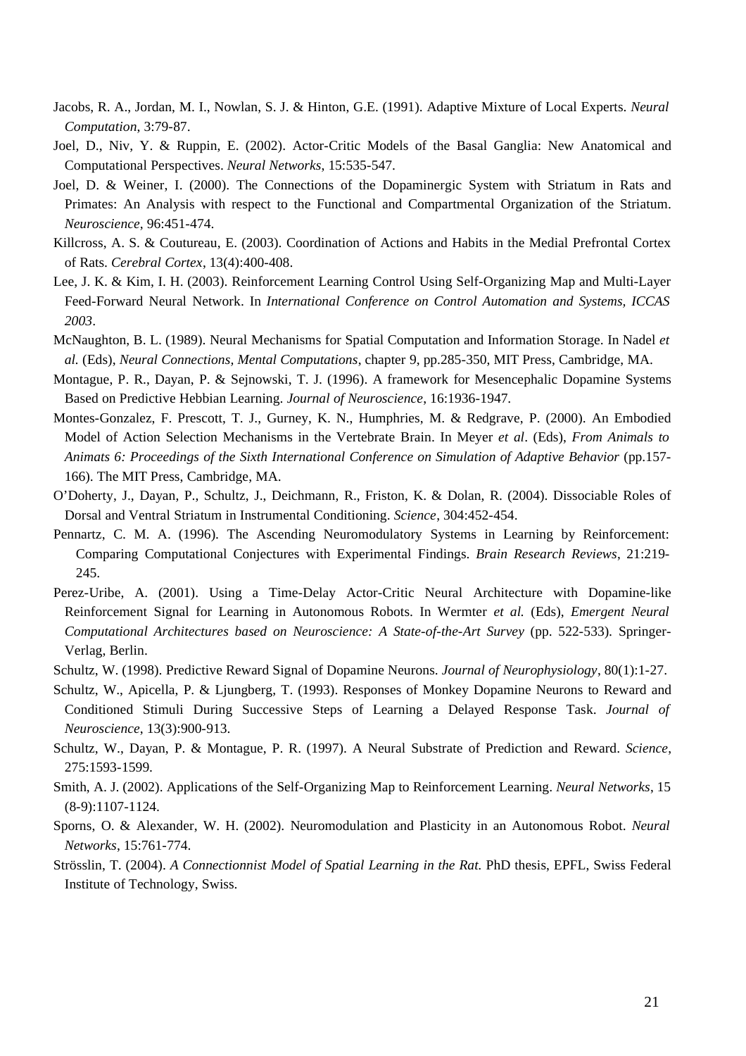Jacobs, R. A., Jordan, M. I., Nowlan, S. J. & Hinton, G.E. (1991). Adaptive Mixture of Local Experts. *Neural Computation*, 3:79-87.

Joel, D., Niv, Y. & Ruppin, E. (2002). Actor-Critic Models of the Basal Ganglia: New Anatomical and Computational Perspectives. *Neural Networks*, 15:535-547.

Joel, D. & Weiner, I. (2000). The Connections of the Dopaminergic System with Striatum in Rats and Primates: An Analysis with respect to the Functional and Compartmental Organization of the Striatum. *Neuroscience*, 96:451-474.

Killcross, A. S. & Coutureau, E. (2003). Coordination of Actions and Habits in the Medial Prefrontal Cortex of Rats. *Cerebral Cortex*, 13(4):400-408.

Lee, J. K. & Kim, I. H. (2003). Reinforcement Learning Control Using Self-Organizing Map and Multi-Layer Feed-Forward Neural Network. In *International Conference on Control Automation and Systems, ICCAS 2003*.

McNaughton, B. L. (1989). Neural Mechanisms for Spatial Computation and Information Storage. In Nadel *et al.* (Eds), *Neural Connections, Mental Computations*, chapter 9, pp.285-350, MIT Press, Cambridge, MA.

Montague, P. R., Dayan, P. & Sejnowski, T. J. (1996). A framework for Mesencephalic Dopamine Systems Based on Predictive Hebbian Learning. *Journal of Neuroscience*, 16:1936-1947.

Montes-Gonzalez, F. Prescott, T. J., Gurney, K. N., Humphries, M. & Redgrave, P. (2000). An Embodied Model of Action Selection Mechanisms in the Vertebrate Brain. In Meyer *et al*. (Eds), *From Animals to Animats 6: Proceedings of the Sixth International Conference on Simulation of Adaptive Behavior* (pp.157-166). The MIT Press, Cambridge, MA.

O'Doherty, J., Dayan, P., Schultz, J., Deichmann, R., Friston, K. & Dolan, R. (2004). Dissociable Roles of Dorsal and Ventral Striatum in Instrumental Conditioning. *Science*, 304:452-454.

Pennartz, C. M. A. (1996). The Ascending Neuromodulatory Systems in Learning by Reinforcement: Comparing Computational Conjectures with Experimental Findings. *Brain Research Reviews*, 21:219-245.

Perez-Uribe, A. (2001). Using a Time-Delay Actor-Critic Neural Architecture with Dopamine-like Reinforcement Signal for Learning in Autonomous Robots. In Wermter *et al.* (Eds), *Emergent Neural Computational Architectures based on Neuroscience: A State-of-the-Art Survey* (pp. 522-533). Springer-Verlag, Berlin.

Schultz, W. (1998). Predictive Reward Signal of Dopamine Neurons. *Journal of Neurophysiology*, 80(1):1-27.

Schultz, W., Apicella, P. & Ljungberg, T. (1993). Responses of Monkey Dopamine Neurons to Reward and Conditioned Stimuli During Successive Steps of Learning a Delayed Response Task. *Journal of Neuroscience*, 13(3):900-913.

Schultz, W., Dayan, P. & Montague, P. R. (1997). A Neural Substrate of Prediction and Reward. *Science*, 275:1593-1599.

Smith, A. J. (2002). Applications of the Self-Organizing Map to Reinforcement Learning. *Neural Networks*, 15 (8-9):1107-1124.

Sporns, O. & Alexander, W. H. (2002). Neuromodulation and Plasticity in an Autonomous Robot. *Neural Networks*, 15:761-774.

Strösslin, T. (2004). *A Connectionnist Model of Spatial Learning in the Rat.* PhD thesis, EPFL, Swiss Federal Institute of Technology, Swiss.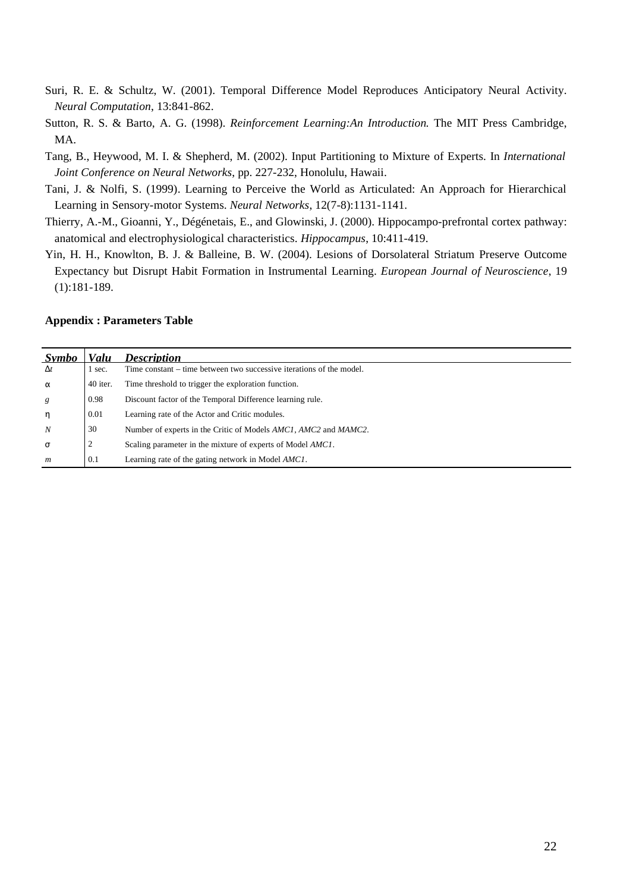Suri, R. E. & Schultz, W. (2001). Temporal Difference Model Reproduces Anticipatory Neural Activity. *Neural Computation*, 13:841-862.

Sutton, R. S. & Barto, A. G. (1998). *Reinforcement Learning:An Introduction.* The MIT Press Cambridge, MA.

Tang, B., Heywood, M. I. & Shepherd, M. (2002). Input Partitioning to Mixture of Experts. In *International Joint Conference on Neural Networks*, pp. 227-232, Honolulu, Hawaii.

Tani, J. & Nolfi, S. (1999). Learning to Perceive the World as Articulated: An Approach for Hierarchical Learning in Sensory-motor Systems. *Neural Networks*, 12(7-8):1131-1141.

Thierry, A.-M., Gioanni, Y., Dégénetais, E., and Glowinski, J. (2000). Hippocampo-prefrontal cortex pathway: anatomical and electrophysiological characteristics. *Hippocampus*, 10:411-419.

Yin, H. H., Knowlton, B. J. & Balleine, B. W. (2004). Lesions of Dorsolateral Striatum Preserve Outcome Expectancy but Disrupt Habit Formation in Instrumental Learning. *European Journal of Neuroscience*, 19 (1):181-189.

**Appendix : Parameters Table**

| *Symbo* | *Valu* | *Description* |
|---|---|---|
| $\Delta t$ | 1 sec. | Time constant – time between two successive iterations of the model. |
| $\alpha$ | 40 iter. | Time threshold to trigger the exploration function. |
| $g$ | 0.98 | Discount factor of the Temporal Difference learning rule. |
| $\eta$ | 0.01 | Learning rate of the Actor and Critic modules. |
| $N$ | 30 | Number of experts in the Critic of Models *AMC1*, *AMC2* and *MAMC2*. |
| $\sigma$ | 2 | Scaling parameter in the mixture of experts of Model *AMC1*. |
| $m$ | 0.1 | Learning rate of the gating network in Model *AMC1*. |